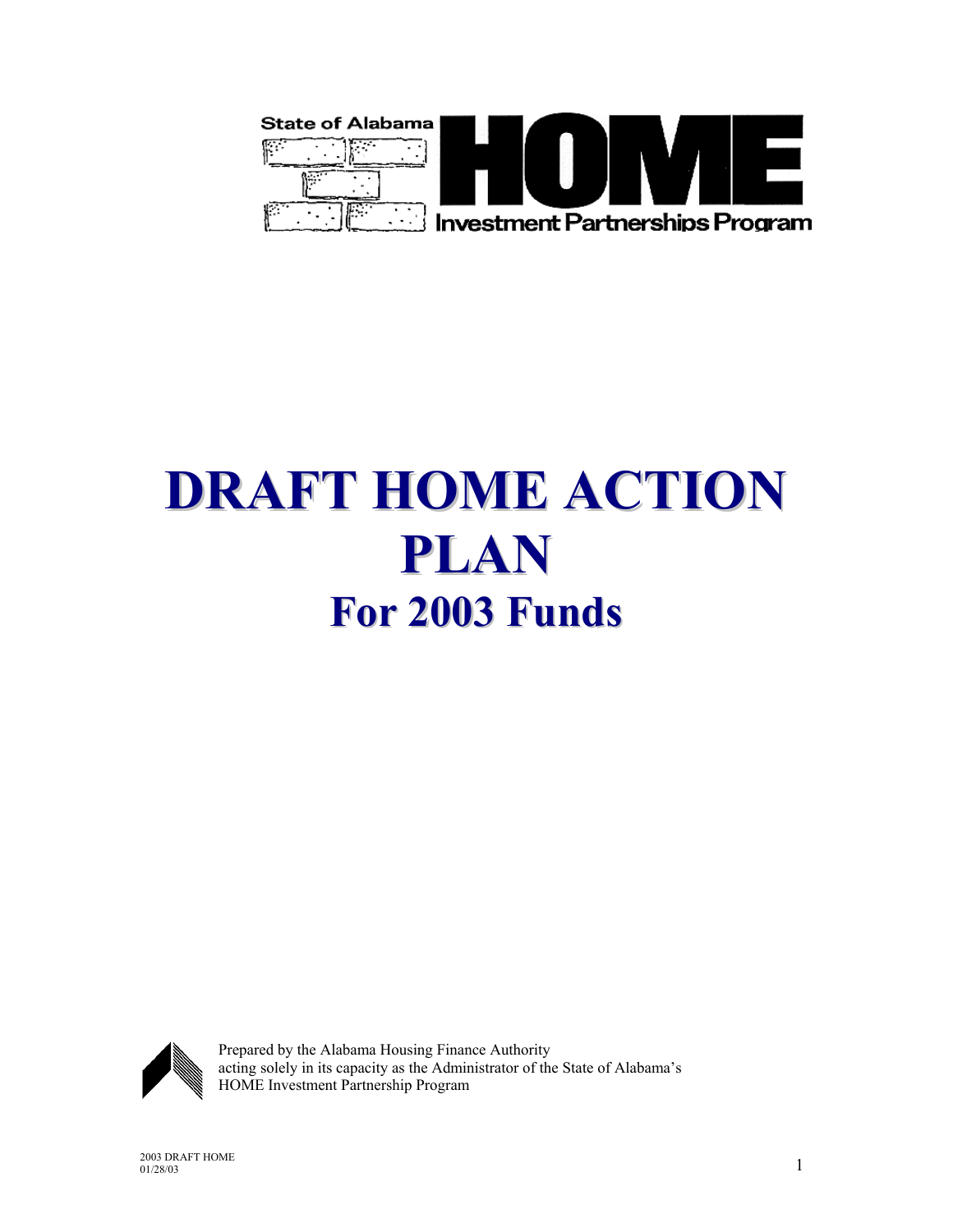State of Alabama

# HOME

Investment Partnerships Program

# DRAFT HOME ACTION PLAN

## For 2003 Funds

Prepared by the Alabama Housing Finance Authority
acting solely in its capacity as the Administrator of the State of Alabama's
HOME Investment Partnership Program

2003 DRAFT HOME
01/28/03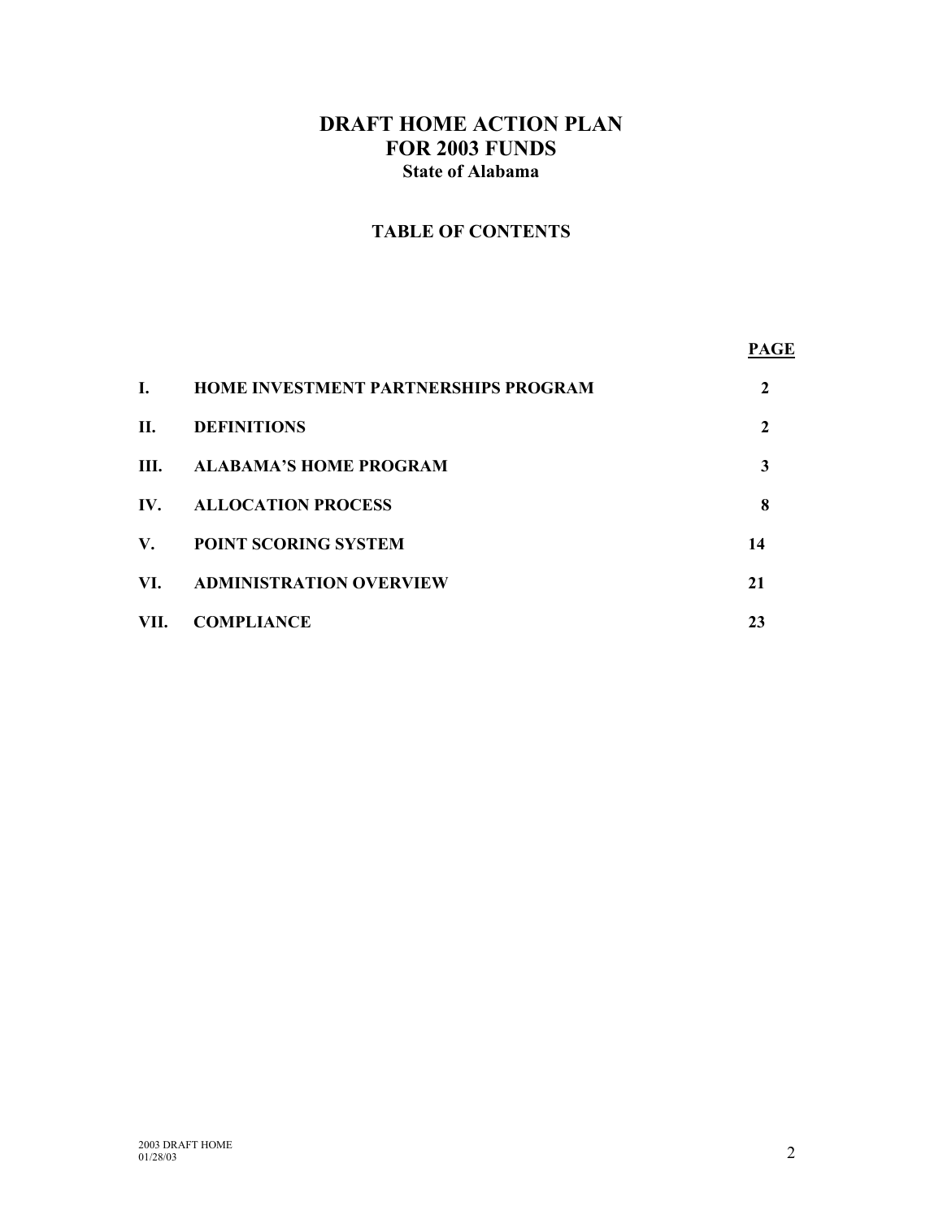# DRAFT HOME ACTION PLAN
# FOR 2003 FUNDS
### State of Alabama

## TABLE OF CONTENTS

| | | PAGE |
|---|---|---|
| I. | HOME INVESTMENT PARTNERSHIPS PROGRAM | 2 |
| II. | DEFINITIONS | 2 |
| III. | ALABAMA'S HOME PROGRAM | 3 |
| IV. | ALLOCATION PROCESS | 8 |
| V. | POINT SCORING SYSTEM | 14 |
| VI. | ADMINISTRATION OVERVIEW | 21 |
| VII. | COMPLIANCE | 23 |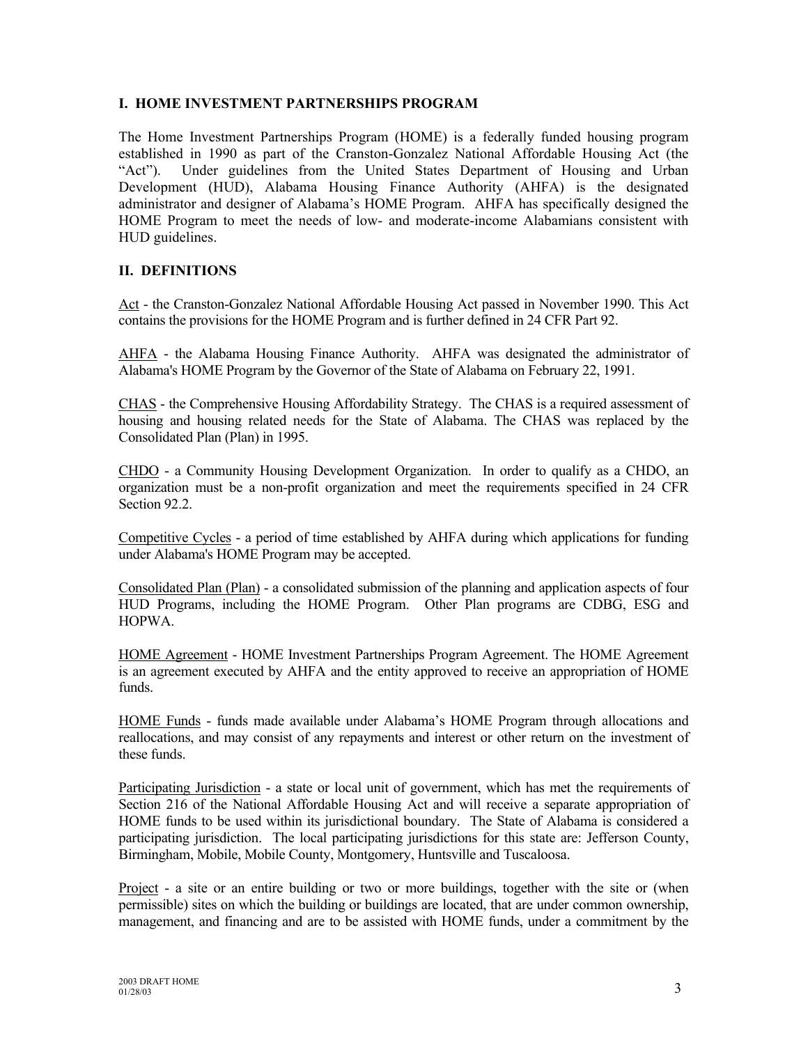## I. HOME INVESTMENT PARTNERSHIPS PROGRAM

The Home Investment Partnerships Program (HOME) is a federally funded housing program established in 1990 as part of the Cranston-Gonzalez National Affordable Housing Act (the "Act"). Under guidelines from the United States Department of Housing and Urban Development (HUD), Alabama Housing Finance Authority (AHFA) is the designated administrator and designer of Alabama's HOME Program. AHFA has specifically designed the HOME Program to meet the needs of low- and moderate-income Alabamians consistent with HUD guidelines.

## II. DEFINITIONS

Act - the Cranston-Gonzalez National Affordable Housing Act passed in November 1990. This Act contains the provisions for the HOME Program and is further defined in 24 CFR Part 92.

AHFA - the Alabama Housing Finance Authority. AHFA was designated the administrator of Alabama's HOME Program by the Governor of the State of Alabama on February 22, 1991.

CHAS - the Comprehensive Housing Affordability Strategy. The CHAS is a required assessment of housing and housing related needs for the State of Alabama. The CHAS was replaced by the Consolidated Plan (Plan) in 1995.

CHDO - a Community Housing Development Organization. In order to qualify as a CHDO, an organization must be a non-profit organization and meet the requirements specified in 24 CFR Section 92.2.

Competitive Cycles - a period of time established by AHFA during which applications for funding under Alabama's HOME Program may be accepted.

Consolidated Plan (Plan) - a consolidated submission of the planning and application aspects of four HUD Programs, including the HOME Program. Other Plan programs are CDBG, ESG and HOPWA.

HOME Agreement - HOME Investment Partnerships Program Agreement. The HOME Agreement is an agreement executed by AHFA and the entity approved to receive an appropriation of HOME funds.

HOME Funds - funds made available under Alabama's HOME Program through allocations and reallocations, and may consist of any repayments and interest or other return on the investment of these funds.

Participating Jurisdiction - a state or local unit of government, which has met the requirements of Section 216 of the National Affordable Housing Act and will receive a separate appropriation of HOME funds to be used within its jurisdictional boundary. The State of Alabama is considered a participating jurisdiction. The local participating jurisdictions for this state are: Jefferson County, Birmingham, Mobile, Mobile County, Montgomery, Huntsville and Tuscaloosa.

Project - a site or an entire building or two or more buildings, together with the site or (when permissible) sites on which the building or buildings are located, that are under common ownership, management, and financing and are to be assisted with HOME funds, under a commitment by the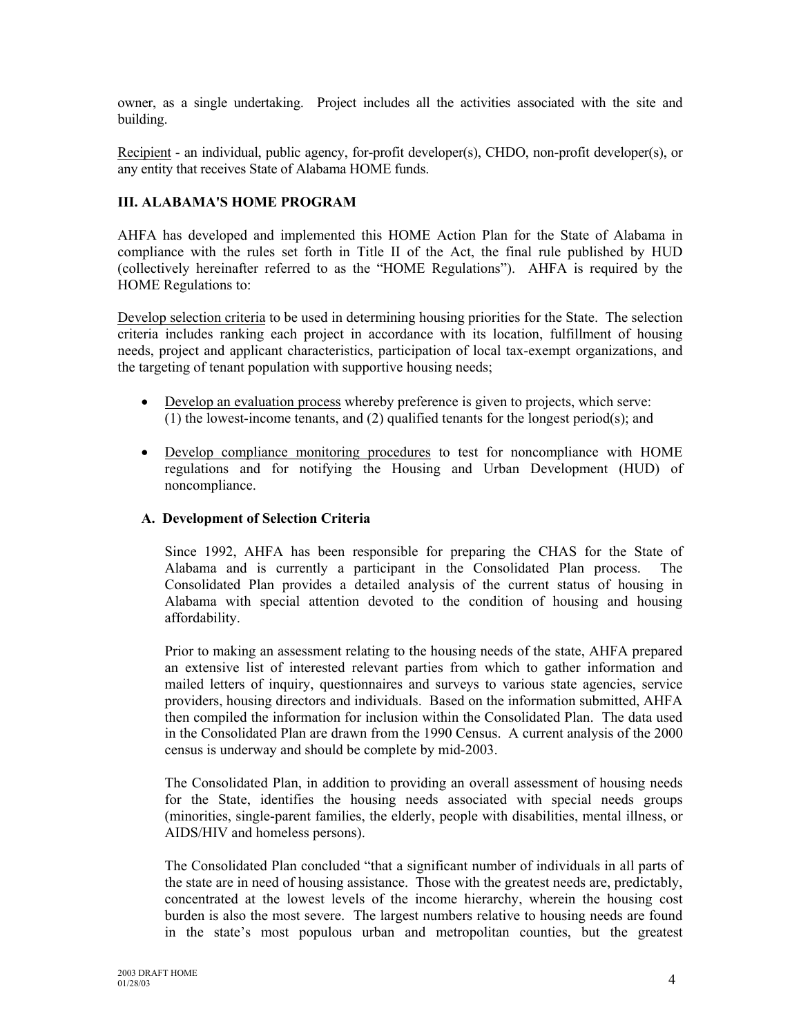owner, as a single undertaking. Project includes all the activities associated with the site and building.

Recipient - an individual, public agency, for-profit developer(s), CHDO, non-profit developer(s), or any entity that receives State of Alabama HOME funds.

## III. ALABAMA'S HOME PROGRAM

AHFA has developed and implemented this HOME Action Plan for the State of Alabama in compliance with the rules set forth in Title II of the Act, the final rule published by HUD (collectively hereinafter referred to as the "HOME Regulations"). AHFA is required by the HOME Regulations to:

Develop selection criteria to be used in determining housing priorities for the State. The selection criteria includes ranking each project in accordance with its location, fulfillment of housing needs, project and applicant characteristics, participation of local tax-exempt organizations, and the targeting of tenant population with supportive housing needs;

- Develop an evaluation process whereby preference is given to projects, which serve: (1) the lowest-income tenants, and (2) qualified tenants for the longest period(s); and
- Develop compliance monitoring procedures to test for noncompliance with HOME regulations and for notifying the Housing and Urban Development (HUD) of noncompliance.

### A. Development of Selection Criteria

Since 1992, AHFA has been responsible for preparing the CHAS for the State of Alabama and is currently a participant in the Consolidated Plan process. The Consolidated Plan provides a detailed analysis of the current status of housing in Alabama with special attention devoted to the condition of housing and housing affordability.

Prior to making an assessment relating to the housing needs of the state, AHFA prepared an extensive list of interested relevant parties from which to gather information and mailed letters of inquiry, questionnaires and surveys to various state agencies, service providers, housing directors and individuals. Based on the information submitted, AHFA then compiled the information for inclusion within the Consolidated Plan. The data used in the Consolidated Plan are drawn from the 1990 Census. A current analysis of the 2000 census is underway and should be complete by mid-2003.

The Consolidated Plan, in addition to providing an overall assessment of housing needs for the State, identifies the housing needs associated with special needs groups (minorities, single-parent families, the elderly, people with disabilities, mental illness, or AIDS/HIV and homeless persons).

The Consolidated Plan concluded "that a significant number of individuals in all parts of the state are in need of housing assistance. Those with the greatest needs are, predictably, concentrated at the lowest levels of the income hierarchy, wherein the housing cost burden is also the most severe. The largest numbers relative to housing needs are found in the state's most populous urban and metropolitan counties, but the greatest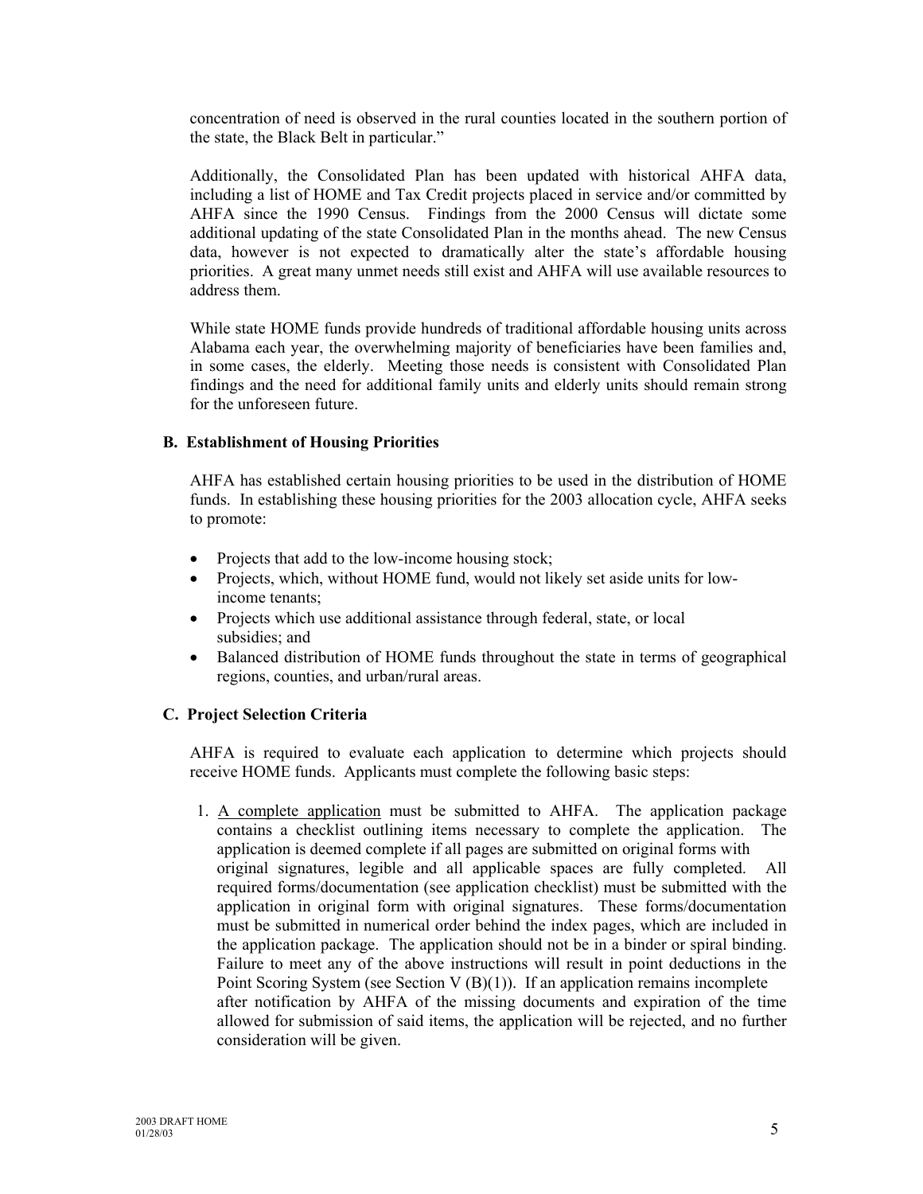concentration of need is observed in the rural counties located in the southern portion of the state, the Black Belt in particular."

Additionally, the Consolidated Plan has been updated with historical AHFA data, including a list of HOME and Tax Credit projects placed in service and/or committed by AHFA since the 1990 Census. Findings from the 2000 Census will dictate some additional updating of the state Consolidated Plan in the months ahead. The new Census data, however is not expected to dramatically alter the state's affordable housing priorities. A great many unmet needs still exist and AHFA will use available resources to address them.

While state HOME funds provide hundreds of traditional affordable housing units across Alabama each year, the overwhelming majority of beneficiaries have been families and, in some cases, the elderly. Meeting those needs is consistent with Consolidated Plan findings and the need for additional family units and elderly units should remain strong for the unforeseen future.

### B. Establishment of Housing Priorities

AHFA has established certain housing priorities to be used in the distribution of HOME funds. In establishing these housing priorities for the 2003 allocation cycle, AHFA seeks to promote:

- Projects that add to the low-income housing stock;
- Projects, which, without HOME fund, would not likely set aside units for low-income tenants;
- Projects which use additional assistance through federal, state, or local subsidies; and
- Balanced distribution of HOME funds throughout the state in terms of geographical regions, counties, and urban/rural areas.

### C. Project Selection Criteria

AHFA is required to evaluate each application to determine which projects should receive HOME funds. Applicants must complete the following basic steps:

1. <u>A complete application</u> must be submitted to AHFA. The application package contains a checklist outlining items necessary to complete the application. The application is deemed complete if all pages are submitted on original forms with original signatures, legible and all applicable spaces are fully completed. All required forms/documentation (see application checklist) must be submitted with the application in original form with original signatures. These forms/documentation must be submitted in numerical order behind the index pages, which are included in the application package. The application should not be in a binder or spiral binding. Failure to meet any of the above instructions will result in point deductions in the Point Scoring System (see Section V (B)(1)). If an application remains incomplete after notification by AHFA of the missing documents and expiration of the time allowed for submission of said items, the application will be rejected, and no further consideration will be given.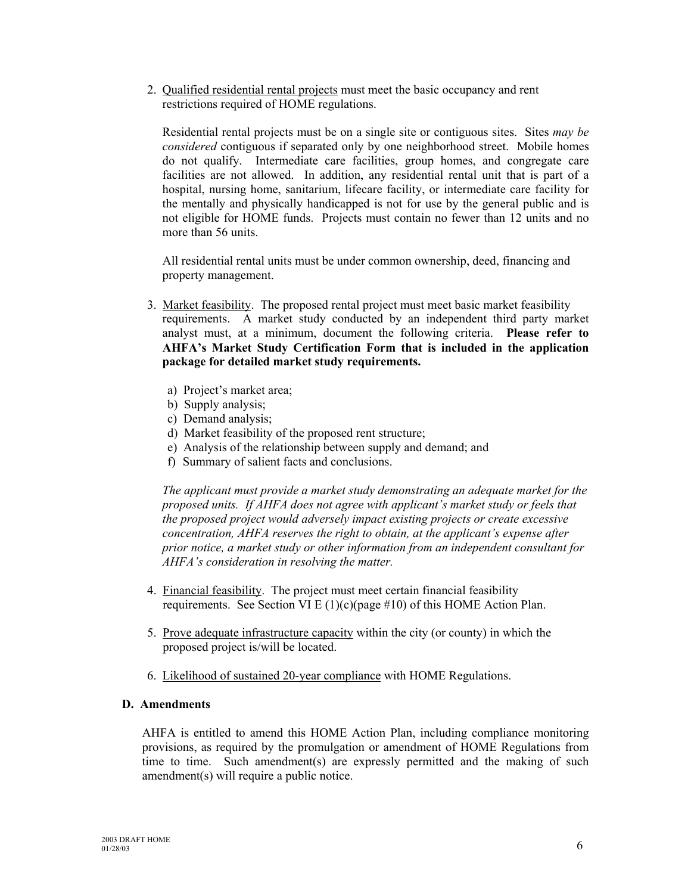2. Qualified residential rental projects must meet the basic occupancy and rent restrictions required of HOME regulations.

   Residential rental projects must be on a single site or contiguous sites. Sites *may be considered* contiguous if separated only by one neighborhood street. Mobile homes do not qualify. Intermediate care facilities, group homes, and congregate care facilities are not allowed. In addition, any residential rental unit that is part of a hospital, nursing home, sanitarium, lifecare facility, or intermediate care facility for the mentally and physically handicapped is not for use by the general public and is not eligible for HOME funds. Projects must contain no fewer than 12 units and no more than 56 units.

   All residential rental units must be under common ownership, deed, financing and property management.

3. Market feasibility. The proposed rental project must meet basic market feasibility requirements. A market study conducted by an independent third party market analyst must, at a minimum, document the following criteria. **Please refer to AHFA's Market Study Certification Form that is included in the application package for detailed market study requirements.**

   a) Project's market area;
   b) Supply analysis;
   c) Demand analysis;
   d) Market feasibility of the proposed rent structure;
   e) Analysis of the relationship between supply and demand; and
   f) Summary of salient facts and conclusions.

   *The applicant must provide a market study demonstrating an adequate market for the proposed units. If AHFA does not agree with applicant's market study or feels that the proposed project would adversely impact existing projects or create excessive concentration, AHFA reserves the right to obtain, at the applicant's expense after prior notice, a market study or other information from an independent consultant for AHFA's consideration in resolving the matter.*

4. Financial feasibility. The project must meet certain financial feasibility requirements. See Section VI E (1)(c)(page #10) of this HOME Action Plan.

5. Prove adequate infrastructure capacity within the city (or county) in which the proposed project is/will be located.

6. Likelihood of sustained 20-year compliance with HOME Regulations.

### D. Amendments

AHFA is entitled to amend this HOME Action Plan, including compliance monitoring provisions, as required by the promulgation or amendment of HOME Regulations from time to time. Such amendment(s) are expressly permitted and the making of such amendment(s) will require a public notice.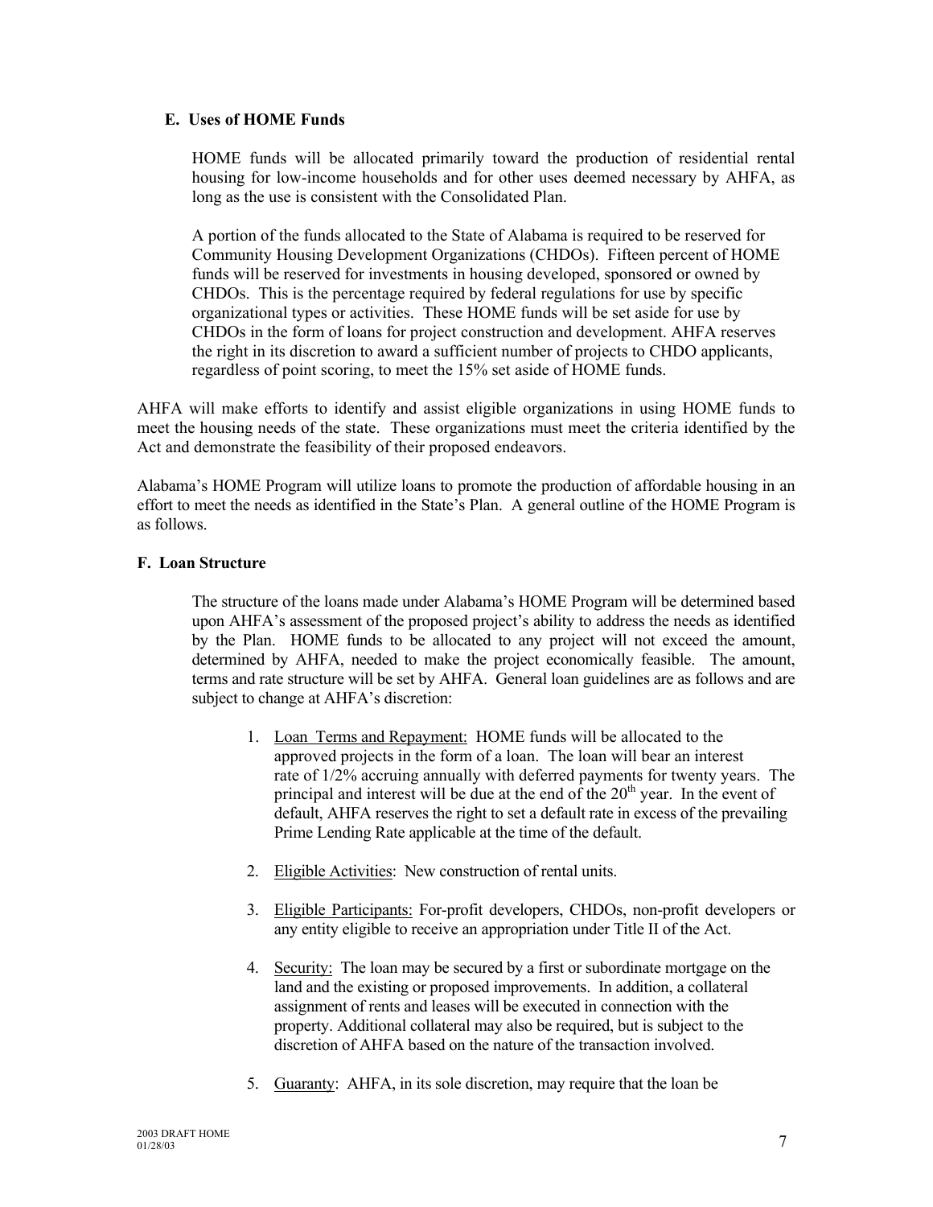**E. Uses of HOME Funds**

HOME funds will be allocated primarily toward the production of residential rental housing for low-income households and for other uses deemed necessary by AHFA, as long as the use is consistent with the Consolidated Plan.

A portion of the funds allocated to the State of Alabama is required to be reserved for Community Housing Development Organizations (CHDOs). Fifteen percent of HOME funds will be reserved for investments in housing developed, sponsored or owned by CHDOs. This is the percentage required by federal regulations for use by specific organizational types or activities. These HOME funds will be set aside for use by CHDOs in the form of loans for project construction and development. AHFA reserves the right in its discretion to award a sufficient number of projects to CHDO applicants, regardless of point scoring, to meet the 15% set aside of HOME funds.

AHFA will make efforts to identify and assist eligible organizations in using HOME funds to meet the housing needs of the state. These organizations must meet the criteria identified by the Act and demonstrate the feasibility of their proposed endeavors.

Alabama's HOME Program will utilize loans to promote the production of affordable housing in an effort to meet the needs as identified in the State's Plan. A general outline of the HOME Program is as follows.

**F. Loan Structure**

The structure of the loans made under Alabama's HOME Program will be determined based upon AHFA's assessment of the proposed project's ability to address the needs as identified by the Plan. HOME funds to be allocated to any project will not exceed the amount, determined by AHFA, needed to make the project economically feasible. The amount, terms and rate structure will be set by AHFA. General loan guidelines are as follows and are subject to change at AHFA's discretion:

1. Loan Terms and Repayment: HOME funds will be allocated to the approved projects in the form of a loan. The loan will bear an interest rate of 1/2% accruing annually with deferred payments for twenty years. The principal and interest will be due at the end of the 20th year. In the event of default, AHFA reserves the right to set a default rate in excess of the prevailing Prime Lending Rate applicable at the time of the default.

2. Eligible Activities: New construction of rental units.

3. Eligible Participants: For-profit developers, CHDOs, non-profit developers or any entity eligible to receive an appropriation under Title II of the Act.

4. Security: The loan may be secured by a first or subordinate mortgage on the land and the existing or proposed improvements. In addition, a collateral assignment of rents and leases will be executed in connection with the property. Additional collateral may also be required, but is subject to the discretion of AHFA based on the nature of the transaction involved.

5. Guaranty: AHFA, in its sole discretion, may require that the loan be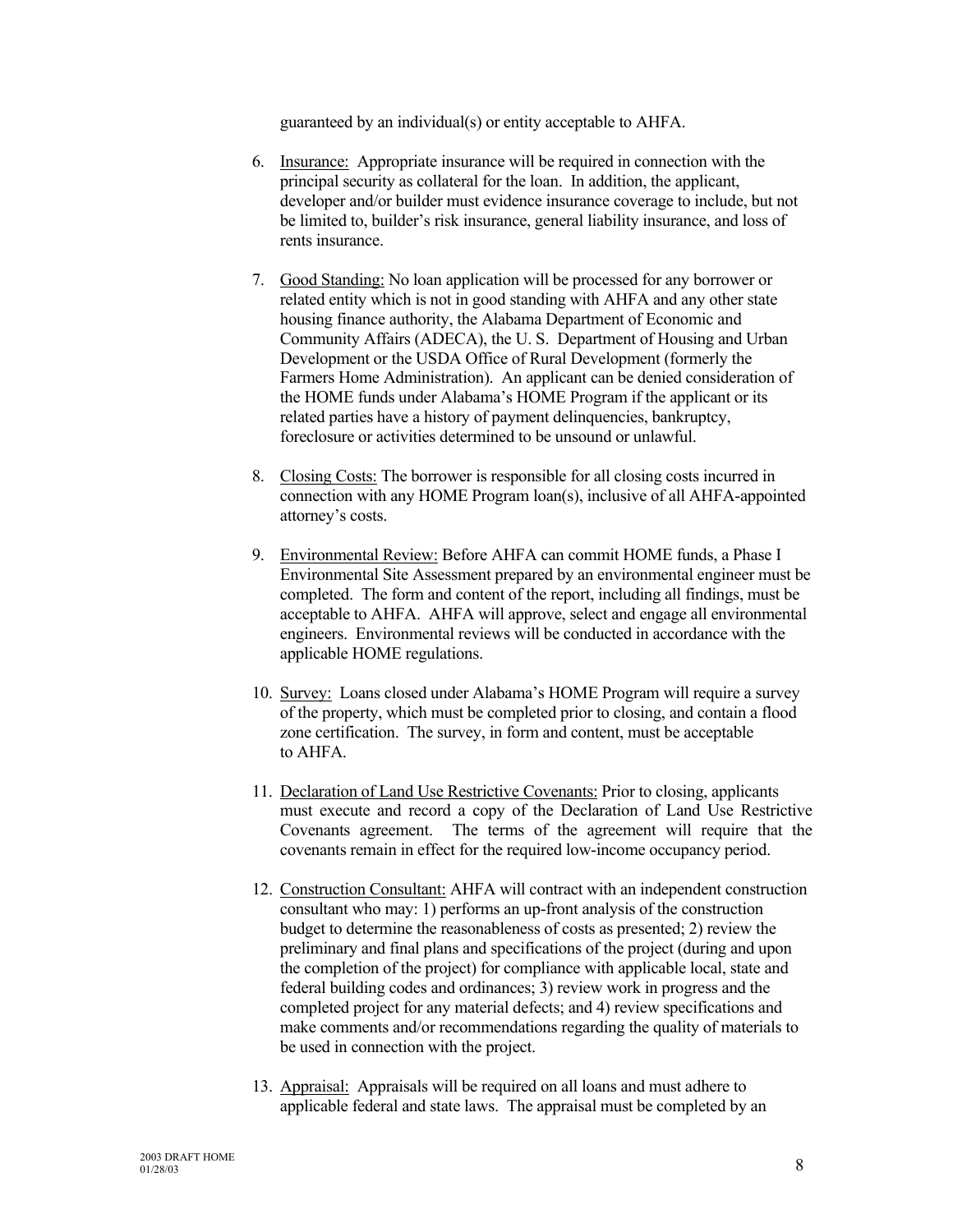guaranteed by an individual(s) or entity acceptable to AHFA.

6. Insurance: Appropriate insurance will be required in connection with the principal security as collateral for the loan. In addition, the applicant, developer and/or builder must evidence insurance coverage to include, but not be limited to, builder's risk insurance, general liability insurance, and loss of rents insurance.

7. Good Standing: No loan application will be processed for any borrower or related entity which is not in good standing with AHFA and any other state housing finance authority, the Alabama Department of Economic and Community Affairs (ADECA), the U. S. Department of Housing and Urban Development or the USDA Office of Rural Development (formerly the Farmers Home Administration). An applicant can be denied consideration of the HOME funds under Alabama's HOME Program if the applicant or its related parties have a history of payment delinquencies, bankruptcy, foreclosure or activities determined to be unsound or unlawful.

8. Closing Costs: The borrower is responsible for all closing costs incurred in connection with any HOME Program loan(s), inclusive of all AHFA-appointed attorney's costs.

9. Environmental Review: Before AHFA can commit HOME funds, a Phase I Environmental Site Assessment prepared by an environmental engineer must be completed. The form and content of the report, including all findings, must be acceptable to AHFA. AHFA will approve, select and engage all environmental engineers. Environmental reviews will be conducted in accordance with the applicable HOME regulations.

10. Survey: Loans closed under Alabama's HOME Program will require a survey of the property, which must be completed prior to closing, and contain a flood zone certification. The survey, in form and content, must be acceptable to AHFA.

11. Declaration of Land Use Restrictive Covenants: Prior to closing, applicants must execute and record a copy of the Declaration of Land Use Restrictive Covenants agreement. The terms of the agreement will require that the covenants remain in effect for the required low-income occupancy period.

12. Construction Consultant: AHFA will contract with an independent construction consultant who may: 1) performs an up-front analysis of the construction budget to determine the reasonableness of costs as presented; 2) review the preliminary and final plans and specifications of the project (during and upon the completion of the project) for compliance with applicable local, state and federal building codes and ordinances; 3) review work in progress and the completed project for any material defects; and 4) review specifications and make comments and/or recommendations regarding the quality of materials to be used in connection with the project.

13. Appraisal: Appraisals will be required on all loans and must adhere to applicable federal and state laws. The appraisal must be completed by an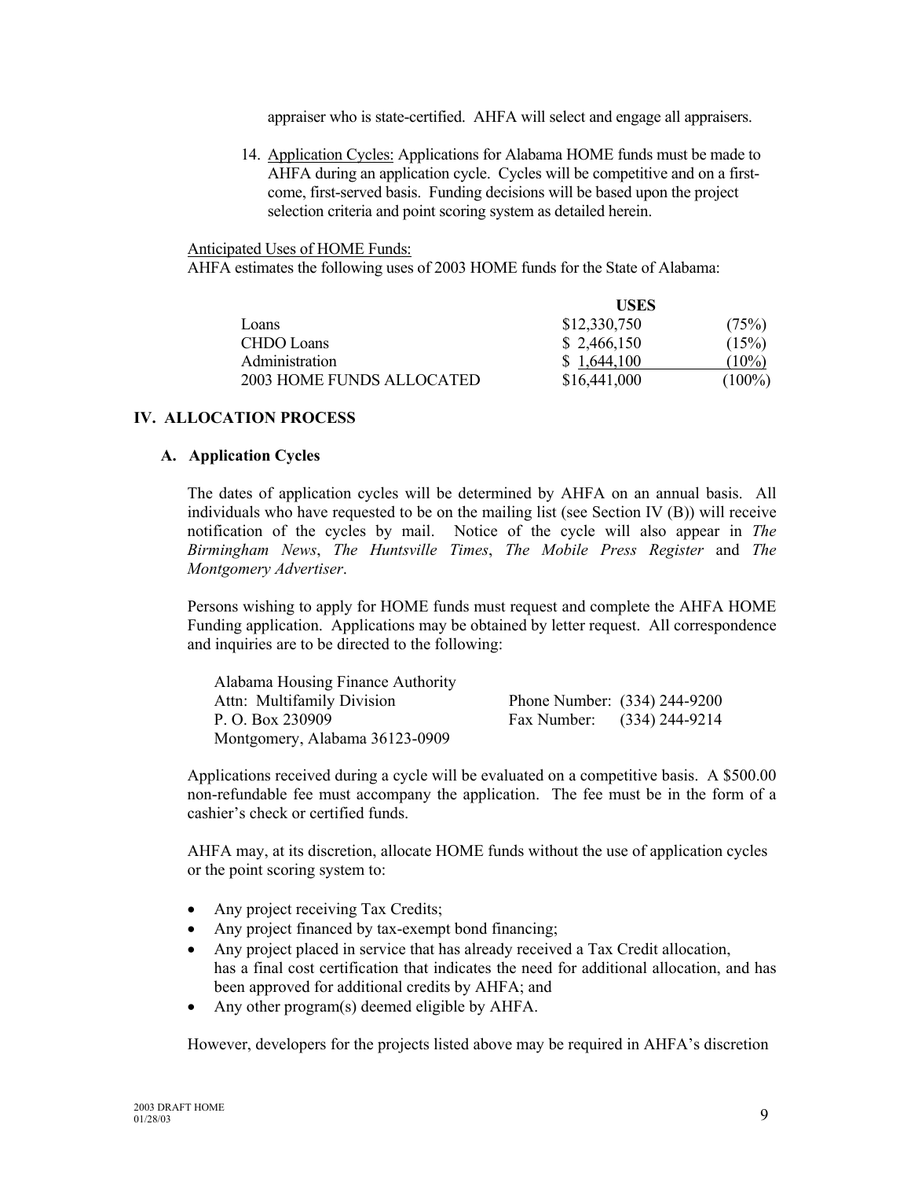appraiser who is state-certified. AHFA will select and engage all appraisers.

14. Application Cycles: Applications for Alabama HOME funds must be made to AHFA during an application cycle. Cycles will be competitive and on a first-come, first-served basis. Funding decisions will be based upon the project selection criteria and point scoring system as detailed herein.

Anticipated Uses of HOME Funds:

AHFA estimates the following uses of 2003 HOME funds for the State of Alabama:

| | USES | |
|---|---|---|
| Loans | $12,330,750 | (75%) |
| CHDO Loans | $ 2,466,150 | (15%) |
| Administration | $ 1,644,100 | (10%) |
| 2003 HOME FUNDS ALLOCATED | $16,441,000 | (100%) |

## IV. ALLOCATION PROCESS

### A. Application Cycles

The dates of application cycles will be determined by AHFA on an annual basis. All individuals who have requested to be on the mailing list (see Section IV (B)) will receive notification of the cycles by mail. Notice of the cycle will also appear in *The Birmingham News*, *The Huntsville Times*, *The Mobile Press Register* and *The Montgomery Advertiser*.

Persons wishing to apply for HOME funds must request and complete the AHFA HOME Funding application. Applications may be obtained by letter request. All correspondence and inquiries are to be directed to the following:

Alabama Housing Finance Authority
Attn: Multifamily Division
P. O. Box 230909
Montgomery, Alabama 36123-0909

Phone Number: (334) 244-9200
Fax Number: (334) 244-9214

Applications received during a cycle will be evaluated on a competitive basis. A $500.00 non-refundable fee must accompany the application. The fee must be in the form of a cashier's check or certified funds.

AHFA may, at its discretion, allocate HOME funds without the use of application cycles or the point scoring system to:

- Any project receiving Tax Credits;
- Any project financed by tax-exempt bond financing;
- Any project placed in service that has already received a Tax Credit allocation, has a final cost certification that indicates the need for additional allocation, and has been approved for additional credits by AHFA; and
- Any other program(s) deemed eligible by AHFA.

However, developers for the projects listed above may be required in AHFA's discretion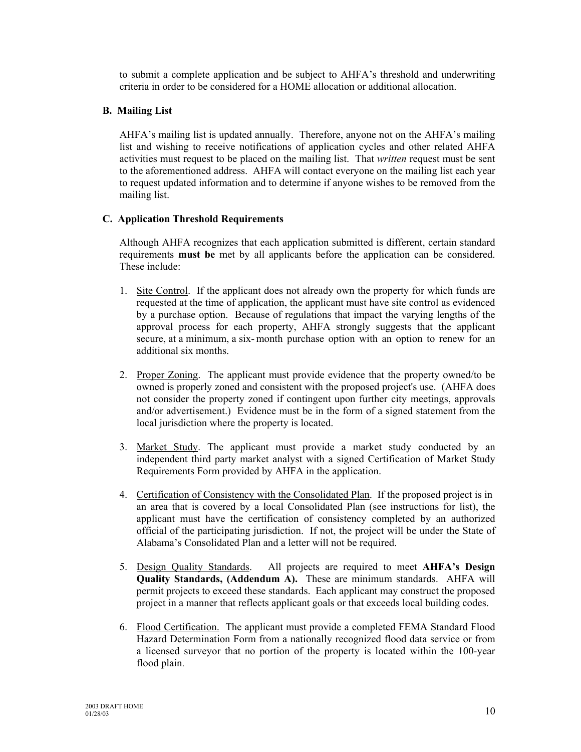to submit a complete application and be subject to AHFA's threshold and underwriting criteria in order to be considered for a HOME allocation or additional allocation.

### B. Mailing List

AHFA's mailing list is updated annually. Therefore, anyone not on the AHFA's mailing list and wishing to receive notifications of application cycles and other related AHFA activities must request to be placed on the mailing list. That *written* request must be sent to the aforementioned address. AHFA will contact everyone on the mailing list each year to request updated information and to determine if anyone wishes to be removed from the mailing list.

### C. Application Threshold Requirements

Although AHFA recognizes that each application submitted is different, certain standard requirements **must be** met by all applicants before the application can be considered. These include:

1. Site Control. If the applicant does not already own the property for which funds are requested at the time of application, the applicant must have site control as evidenced by a purchase option. Because of regulations that impact the varying lengths of the approval process for each property, AHFA strongly suggests that the applicant secure, at a minimum, a six-month purchase option with an option to renew for an additional six months.

2. Proper Zoning. The applicant must provide evidence that the property owned/to be owned is properly zoned and consistent with the proposed project's use. (AHFA does not consider the property zoned if contingent upon further city meetings, approvals and/or advertisement.) Evidence must be in the form of a signed statement from the local jurisdiction where the property is located.

3. Market Study. The applicant must provide a market study conducted by an independent third party market analyst with a signed Certification of Market Study Requirements Form provided by AHFA in the application.

4. Certification of Consistency with the Consolidated Plan. If the proposed project is in an area that is covered by a local Consolidated Plan (see instructions for list), the applicant must have the certification of consistency completed by an authorized official of the participating jurisdiction. If not, the project will be under the State of Alabama's Consolidated Plan and a letter will not be required.

5. Design Quality Standards. All projects are required to meet **AHFA's Design Quality Standards, (Addendum A).** These are minimum standards. AHFA will permit projects to exceed these standards. Each applicant may construct the proposed project in a manner that reflects applicant goals or that exceeds local building codes.

6. Flood Certification. The applicant must provide a completed FEMA Standard Flood Hazard Determination Form from a nationally recognized flood data service or from a licensed surveyor that no portion of the property is located within the 100-year flood plain.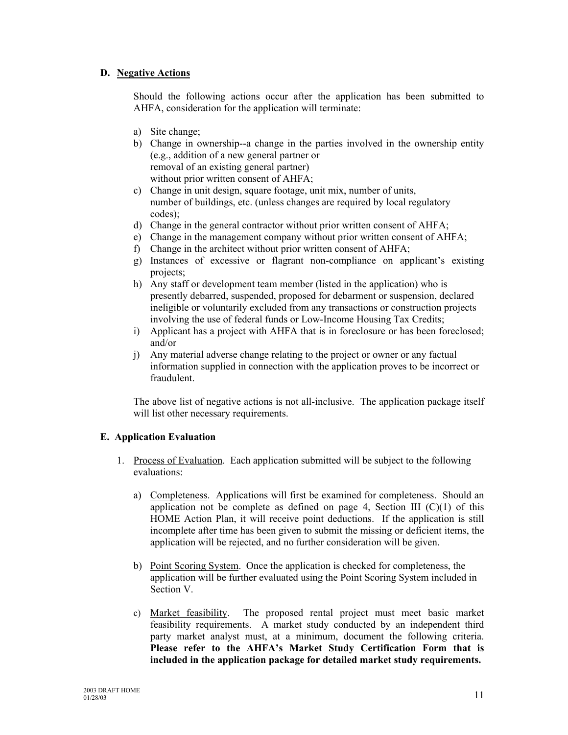## D. Negative Actions

Should the following actions occur after the application has been submitted to AHFA, consideration for the application will terminate:

a) Site change;
b) Change in ownership--a change in the parties involved in the ownership entity (e.g., addition of a new general partner or removal of an existing general partner) without prior written consent of AHFA;
c) Change in unit design, square footage, unit mix, number of units, number of buildings, etc. (unless changes are required by local regulatory codes);
d) Change in the general contractor without prior written consent of AHFA;
e) Change in the management company without prior written consent of AHFA;
f) Change in the architect without prior written consent of AHFA;
g) Instances of excessive or flagrant non-compliance on applicant's existing projects;
h) Any staff or development team member (listed in the application) who is presently debarred, suspended, proposed for debarment or suspension, declared ineligible or voluntarily excluded from any transactions or construction projects involving the use of federal funds or Low-Income Housing Tax Credits;
i) Applicant has a project with AHFA that is in foreclosure or has been foreclosed; and/or
j) Any material adverse change relating to the project or owner or any factual information supplied in connection with the application proves to be incorrect or fraudulent.

The above list of negative actions is not all-inclusive. The application package itself will list other necessary requirements.

## E. Application Evaluation

1. Process of Evaluation. Each application submitted will be subject to the following evaluations:

   a) Completeness. Applications will first be examined for completeness. Should an application not be complete as defined on page 4, Section III (C)(1) of this HOME Action Plan, it will receive point deductions. If the application is still incomplete after time has been given to submit the missing or deficient items, the application will be rejected, and no further consideration will be given.

   b) Point Scoring System. Once the application is checked for completeness, the application will be further evaluated using the Point Scoring System included in Section V.

   c) Market feasibility. The proposed rental project must meet basic market feasibility requirements. A market study conducted by an independent third party market analyst must, at a minimum, document the following criteria. **Please refer to the AHFA's Market Study Certification Form that is included in the application package for detailed market study requirements.**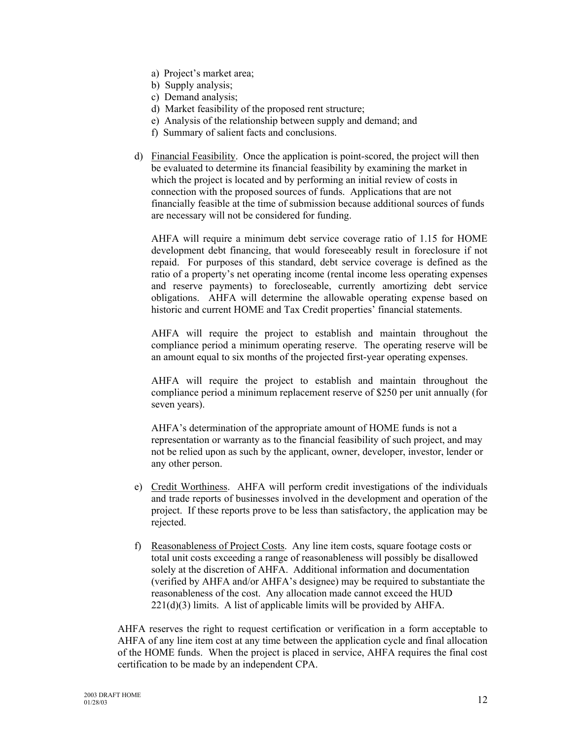a) Project's market area;
b) Supply analysis;
c) Demand analysis;
d) Market feasibility of the proposed rent structure;
e) Analysis of the relationship between supply and demand; and
f) Summary of salient facts and conclusions.

d) Financial Feasibility. Once the application is point-scored, the project will then be evaluated to determine its financial feasibility by examining the market in which the project is located and by performing an initial review of costs in connection with the proposed sources of funds. Applications that are not financially feasible at the time of submission because additional sources of funds are necessary will not be considered for funding.

   AHFA will require a minimum debt service coverage ratio of 1.15 for HOME development debt financing, that would foreseeably result in foreclosure if not repaid. For purposes of this standard, debt service coverage is defined as the ratio of a property's net operating income (rental income less operating expenses and reserve payments) to forecloseable, currently amortizing debt service obligations. AHFA will determine the allowable operating expense based on historic and current HOME and Tax Credit properties' financial statements.

   AHFA will require the project to establish and maintain throughout the compliance period a minimum operating reserve. The operating reserve will be an amount equal to six months of the projected first-year operating expenses.

   AHFA will require the project to establish and maintain throughout the compliance period a minimum replacement reserve of $250 per unit annually (for seven years).

   AHFA's determination of the appropriate amount of HOME funds is not a representation or warranty as to the financial feasibility of such project, and may not be relied upon as such by the applicant, owner, developer, investor, lender or any other person.

e) Credit Worthiness. AHFA will perform credit investigations of the individuals and trade reports of businesses involved in the development and operation of the project. If these reports prove to be less than satisfactory, the application may be rejected.

f) Reasonableness of Project Costs. Any line item costs, square footage costs or total unit costs exceeding a range of reasonableness will possibly be disallowed solely at the discretion of AHFA. Additional information and documentation (verified by AHFA and/or AHFA's designee) may be required to substantiate the reasonableness of the cost. Any allocation made cannot exceed the HUD 221(d)(3) limits. A list of applicable limits will be provided by AHFA.

AHFA reserves the right to request certification or verification in a form acceptable to AHFA of any line item cost at any time between the application cycle and final allocation of the HOME funds. When the project is placed in service, AHFA requires the final cost certification to be made by an independent CPA.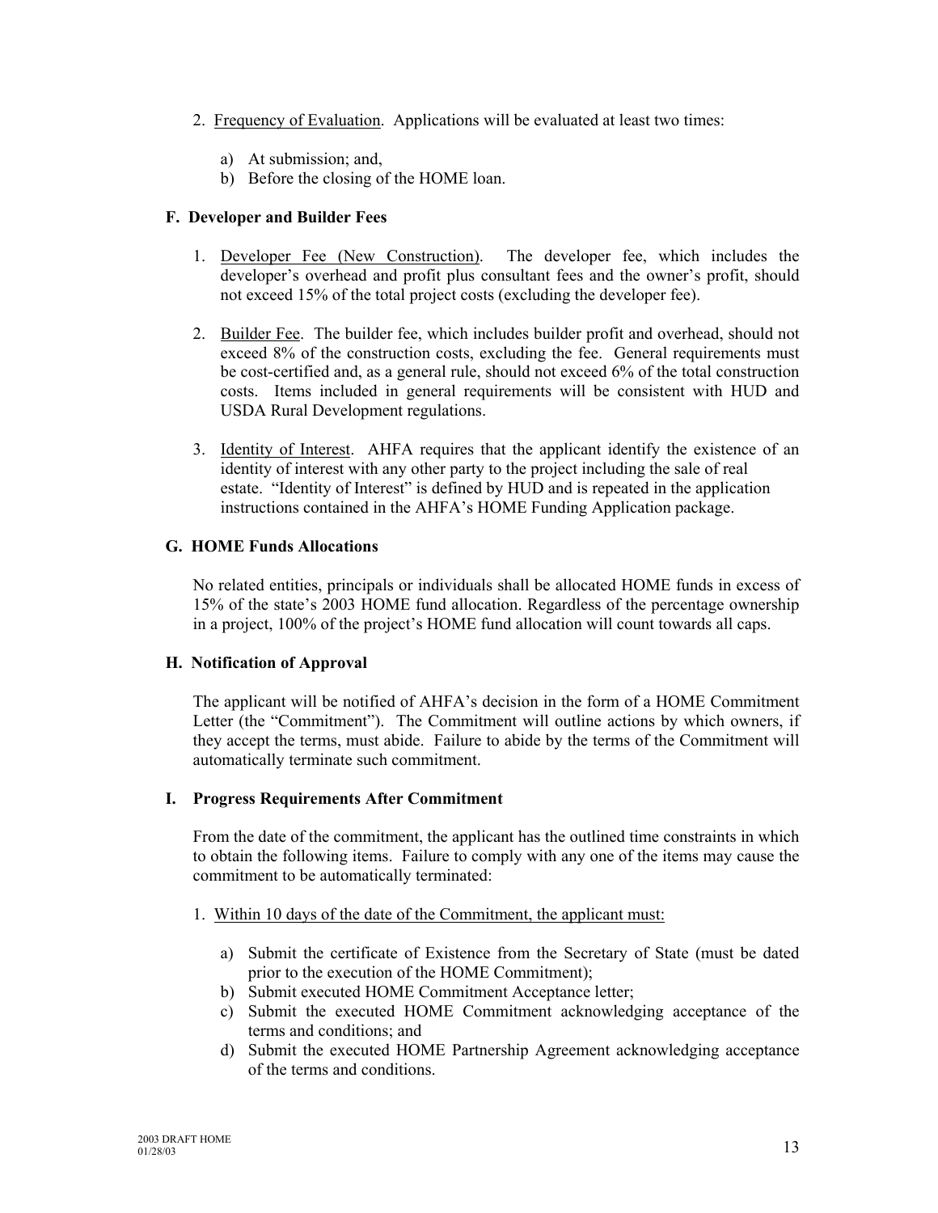2. Frequency of Evaluation. Applications will be evaluated at least two times:

   a) At submission; and,
   b) Before the closing of the HOME loan.

### F. Developer and Builder Fees

1. Developer Fee (New Construction). The developer fee, which includes the developer's overhead and profit plus consultant fees and the owner's profit, should not exceed 15% of the total project costs (excluding the developer fee).

2. Builder Fee. The builder fee, which includes builder profit and overhead, should not exceed 8% of the construction costs, excluding the fee. General requirements must be cost-certified and, as a general rule, should not exceed 6% of the total construction costs. Items included in general requirements will be consistent with HUD and USDA Rural Development regulations.

3. Identity of Interest. AHFA requires that the applicant identify the existence of an identity of interest with any other party to the project including the sale of real estate. "Identity of Interest" is defined by HUD and is repeated in the application instructions contained in the AHFA's HOME Funding Application package.

### G. HOME Funds Allocations

No related entities, principals or individuals shall be allocated HOME funds in excess of 15% of the state's 2003 HOME fund allocation. Regardless of the percentage ownership in a project, 100% of the project's HOME fund allocation will count towards all caps.

### H. Notification of Approval

The applicant will be notified of AHFA's decision in the form of a HOME Commitment Letter (the "Commitment"). The Commitment will outline actions by which owners, if they accept the terms, must abide. Failure to abide by the terms of the Commitment will automatically terminate such commitment.

### I. Progress Requirements After Commitment

From the date of the commitment, the applicant has the outlined time constraints in which to obtain the following items. Failure to comply with any one of the items may cause the commitment to be automatically terminated:

1. Within 10 days of the date of the Commitment, the applicant must:

   a) Submit the certificate of Existence from the Secretary of State (must be dated prior to the execution of the HOME Commitment);
   b) Submit executed HOME Commitment Acceptance letter;
   c) Submit the executed HOME Commitment acknowledging acceptance of the terms and conditions; and
   d) Submit the executed HOME Partnership Agreement acknowledging acceptance of the terms and conditions.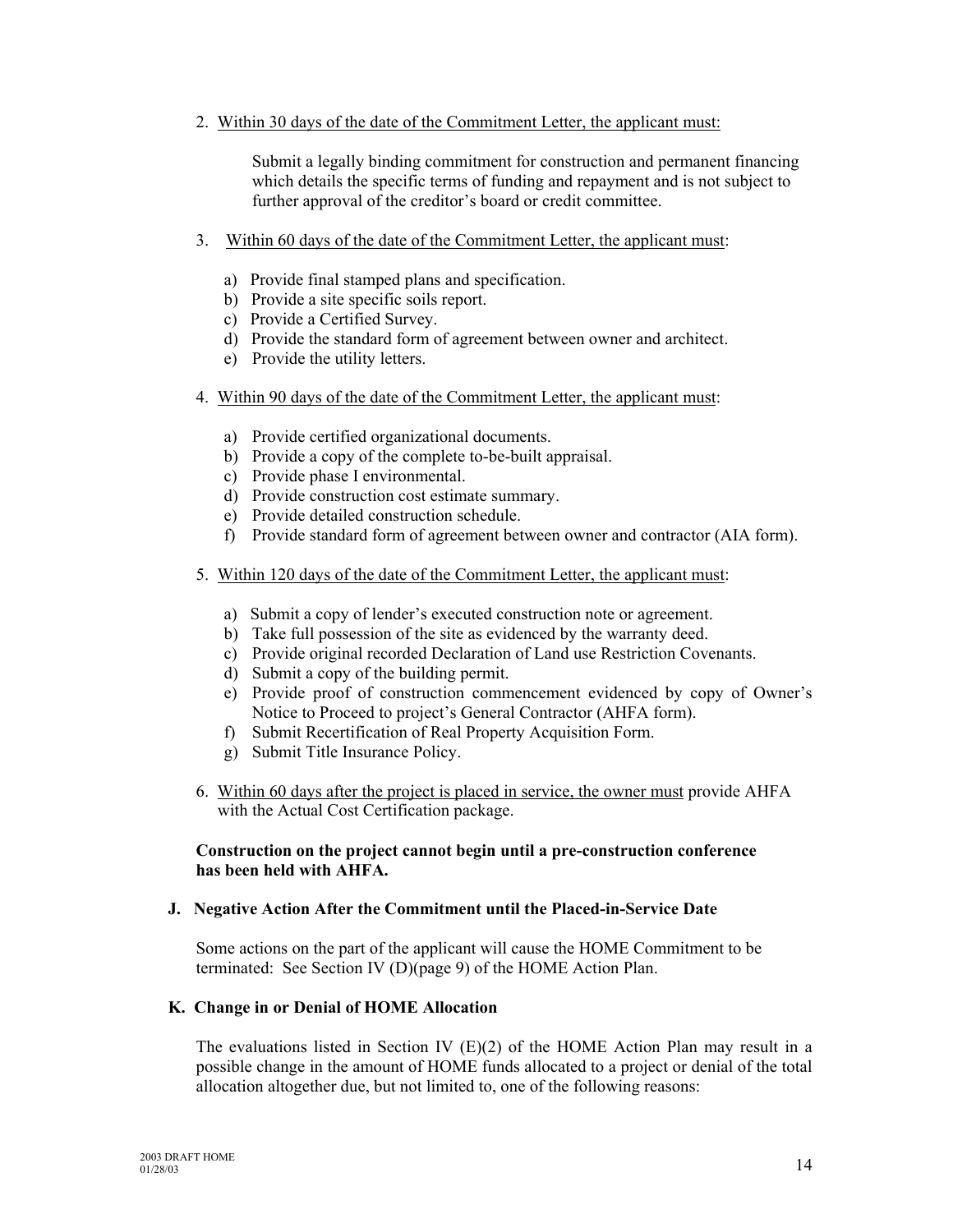2. Within 30 days of the date of the Commitment Letter, the applicant must:

   Submit a legally binding commitment for construction and permanent financing which details the specific terms of funding and repayment and is not subject to further approval of the creditor's board or credit committee.

3. Within 60 days of the date of the Commitment Letter, the applicant must:

   a) Provide final stamped plans and specification.
   b) Provide a site specific soils report.
   c) Provide a Certified Survey.
   d) Provide the standard form of agreement between owner and architect.
   e) Provide the utility letters.

4. Within 90 days of the date of the Commitment Letter, the applicant must:

   a) Provide certified organizational documents.
   b) Provide a copy of the complete to-be-built appraisal.
   c) Provide phase I environmental.
   d) Provide construction cost estimate summary.
   e) Provide detailed construction schedule.
   f) Provide standard form of agreement between owner and contractor (AIA form).

5. Within 120 days of the date of the Commitment Letter, the applicant must:

   a) Submit a copy of lender's executed construction note or agreement.
   b) Take full possession of the site as evidenced by the warranty deed.
   c) Provide original recorded Declaration of Land use Restriction Covenants.
   d) Submit a copy of the building permit.
   e) Provide proof of construction commencement evidenced by copy of Owner's Notice to Proceed to project's General Contractor (AHFA form).
   f) Submit Recertification of Real Property Acquisition Form.
   g) Submit Title Insurance Policy.

6. Within 60 days after the project is placed in service, the owner must provide AHFA with the Actual Cost Certification package.

**Construction on the project cannot begin until a pre-construction conference has been held with AHFA.**

### J. Negative Action After the Commitment until the Placed-in-Service Date

Some actions on the part of the applicant will cause the HOME Commitment to be terminated: See Section IV (D)(page 9) of the HOME Action Plan.

### K. Change in or Denial of HOME Allocation

The evaluations listed in Section IV (E)(2) of the HOME Action Plan may result in a possible change in the amount of HOME funds allocated to a project or denial of the total allocation altogether due, but not limited to, one of the following reasons: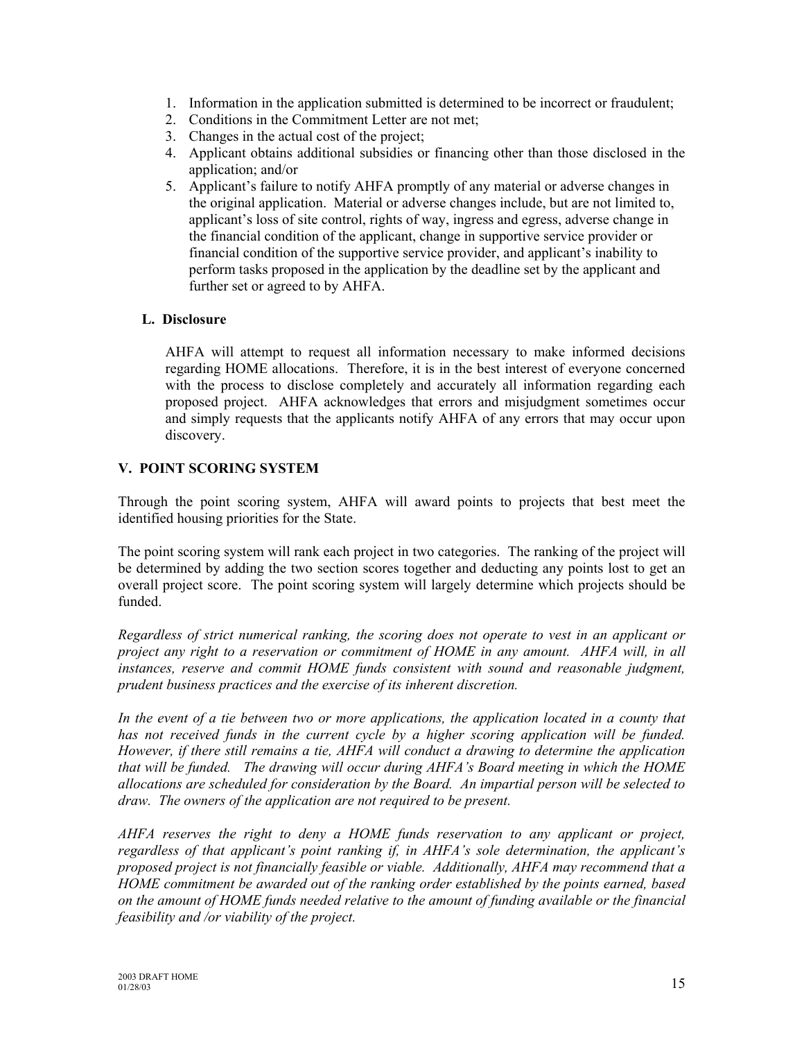1. Information in the application submitted is determined to be incorrect or fraudulent;
2. Conditions in the Commitment Letter are not met;
3. Changes in the actual cost of the project;
4. Applicant obtains additional subsidies or financing other than those disclosed in the application; and/or
5. Applicant's failure to notify AHFA promptly of any material or adverse changes in the original application. Material or adverse changes include, but are not limited to, applicant's loss of site control, rights of way, ingress and egress, adverse change in the financial condition of the applicant, change in supportive service provider or financial condition of the supportive service provider, and applicant's inability to perform tasks proposed in the application by the deadline set by the applicant and further set or agreed to by AHFA.

### L. Disclosure

AHFA will attempt to request all information necessary to make informed decisions regarding HOME allocations. Therefore, it is in the best interest of everyone concerned with the process to disclose completely and accurately all information regarding each proposed project. AHFA acknowledges that errors and misjudgment sometimes occur and simply requests that the applicants notify AHFA of any errors that may occur upon discovery.

## V. POINT SCORING SYSTEM

Through the point scoring system, AHFA will award points to projects that best meet the identified housing priorities for the State.

The point scoring system will rank each project in two categories. The ranking of the project will be determined by adding the two section scores together and deducting any points lost to get an overall project score. The point scoring system will largely determine which projects should be funded.

*Regardless of strict numerical ranking, the scoring does not operate to vest in an applicant or project any right to a reservation or commitment of HOME in any amount. AHFA will, in all instances, reserve and commit HOME funds consistent with sound and reasonable judgment, prudent business practices and the exercise of its inherent discretion.*

*In the event of a tie between two or more applications, the application located in a county that has not received funds in the current cycle by a higher scoring application will be funded. However, if there still remains a tie, AHFA will conduct a drawing to determine the application that will be funded. The drawing will occur during AHFA's Board meeting in which the HOME allocations are scheduled for consideration by the Board. An impartial person will be selected to draw. The owners of the application are not required to be present.*

*AHFA reserves the right to deny a HOME funds reservation to any applicant or project, regardless of that applicant's point ranking if, in AHFA's sole determination, the applicant's proposed project is not financially feasible or viable. Additionally, AHFA may recommend that a HOME commitment be awarded out of the ranking order established by the points earned, based on the amount of HOME funds needed relative to the amount of funding available or the financial feasibility and /or viability of the project.*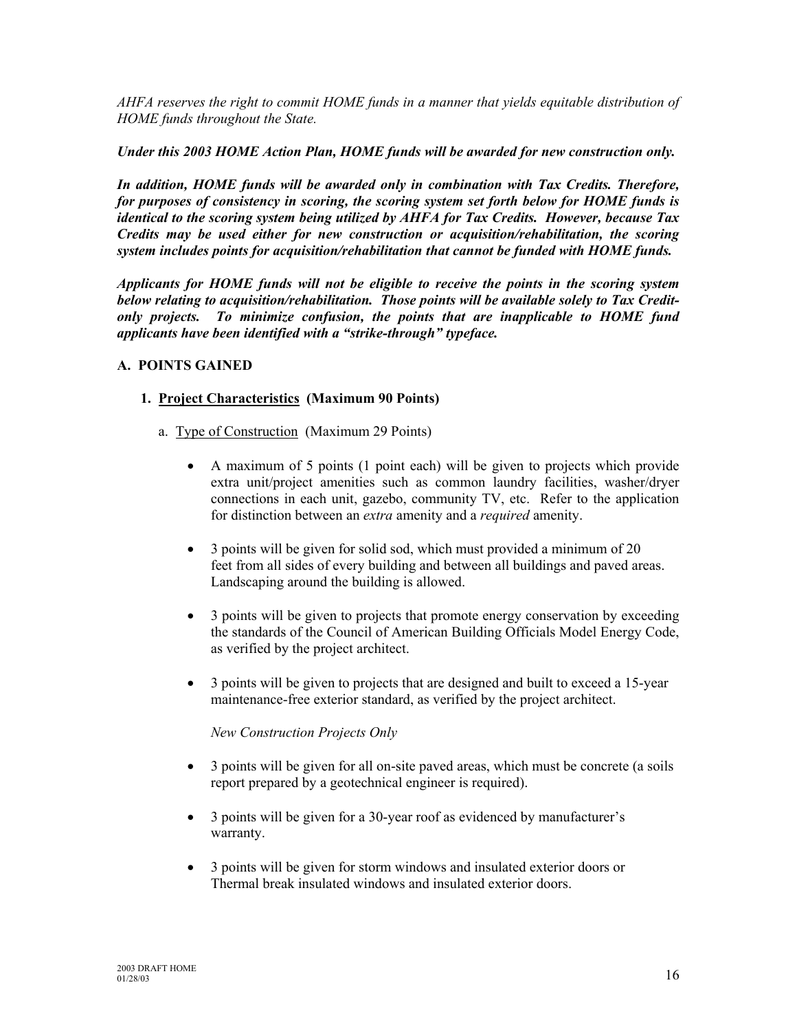*AHFA reserves the right to commit HOME funds in a manner that yields equitable distribution of HOME funds throughout the State.*

***Under this 2003 HOME Action Plan, HOME funds will be awarded for new construction only.***

***In addition, HOME funds will be awarded only in combination with Tax Credits. Therefore, for purposes of consistency in scoring, the scoring system set forth below for HOME funds is identical to the scoring system being utilized by AHFA for Tax Credits. However, because Tax Credits may be used either for new construction or acquisition/rehabilitation, the scoring system includes points for acquisition/rehabilitation that cannot be funded with HOME funds.***

***Applicants for HOME funds will not be eligible to receive the points in the scoring system below relating to acquisition/rehabilitation. Those points will be available solely to Tax Credit-only projects. To minimize confusion, the points that are inapplicable to HOME fund applicants have been identified with a "strike-through" typeface.***

## A. POINTS GAINED

### 1. Project Characteristics (Maximum 90 Points)

a. Type of Construction (Maximum 29 Points)

- A maximum of 5 points (1 point each) will be given to projects which provide extra unit/project amenities such as common laundry facilities, washer/dryer connections in each unit, gazebo, community TV, etc. Refer to the application for distinction between an *extra* amenity and a *required* amenity.

- 3 points will be given for solid sod, which must provided a minimum of 20 feet from all sides of every building and between all buildings and paved areas. Landscaping around the building is allowed.

- 3 points will be given to projects that promote energy conservation by exceeding the standards of the Council of American Building Officials Model Energy Code, as verified by the project architect.

- 3 points will be given to projects that are designed and built to exceed a 15-year maintenance-free exterior standard, as verified by the project architect.

*New Construction Projects Only*

- 3 points will be given for all on-site paved areas, which must be concrete (a soils report prepared by a geotechnical engineer is required).

- 3 points will be given for a 30-year roof as evidenced by manufacturer's warranty.

- 3 points will be given for storm windows and insulated exterior doors or Thermal break insulated windows and insulated exterior doors.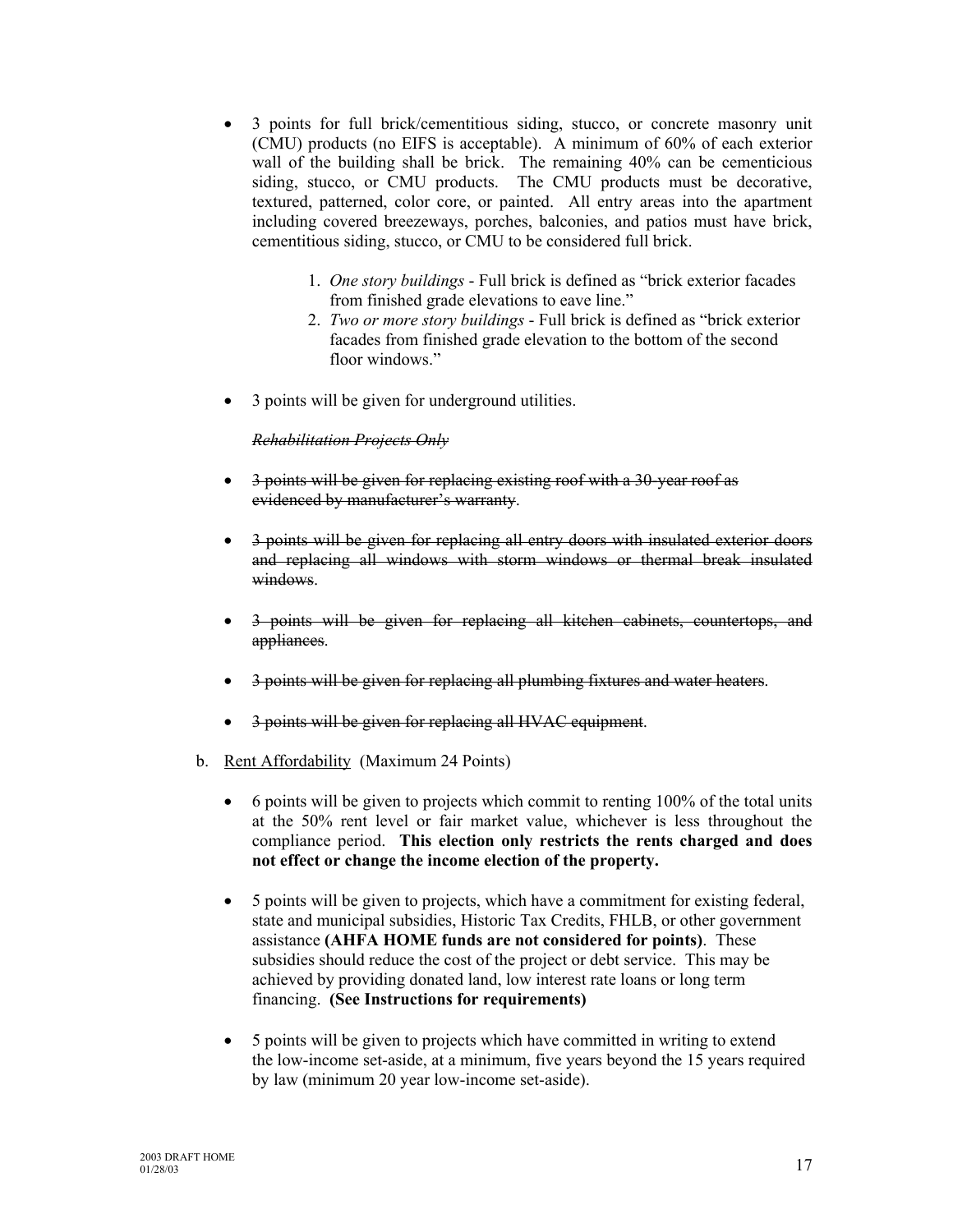- 3 points for full brick/cementitious siding, stucco, or concrete masonry unit (CMU) products (no EIFS is acceptable). A minimum of 60% of each exterior wall of the building shall be brick. The remaining 40% can be cementicious siding, stucco, or CMU products. The CMU products must be decorative, textured, patterned, color core, or painted. All entry areas into the apartment including covered breezeways, porches, balconies, and patios must have brick, cementitious siding, stucco, or CMU to be considered full brick.

  1. *One story buildings* - Full brick is defined as "brick exterior facades from finished grade elevations to eave line."
  2. *Two or more story buildings* - Full brick is defined as "brick exterior facades from finished grade elevation to the bottom of the second floor windows."

- 3 points will be given for underground utilities.

  ~~*Rehabilitation Projects Only*~~

- ~~3 points will be given for replacing existing roof with a 30-year roof as evidenced by manufacturer's warranty~~.

- ~~3 points will be given for replacing all entry doors with insulated exterior doors and replacing all windows with storm windows or thermal break insulated windows~~.

- ~~3 points will be given for replacing all kitchen cabinets, countertops, and appliances~~.

- ~~3 points will be given for replacing all plumbing fixtures and water heaters~~.

- ~~3 points will be given for replacing all HVAC equipment~~.

b. <u>Rent Affordability</u> (Maximum 24 Points)

- 6 points will be given to projects which commit to renting 100% of the total units at the 50% rent level or fair market value, whichever is less throughout the compliance period. **This election only restricts the rents charged and does not effect or change the income election of the property.**

- 5 points will be given to projects, which have a commitment for existing federal, state and municipal subsidies, Historic Tax Credits, FHLB, or other government assistance **(AHFA HOME funds are not considered for points)**. These subsidies should reduce the cost of the project or debt service. This may be achieved by providing donated land, low interest rate loans or long term financing. **(See Instructions for requirements)**

- 5 points will be given to projects which have committed in writing to extend the low-income set-aside, at a minimum, five years beyond the 15 years required by law (minimum 20 year low-income set-aside).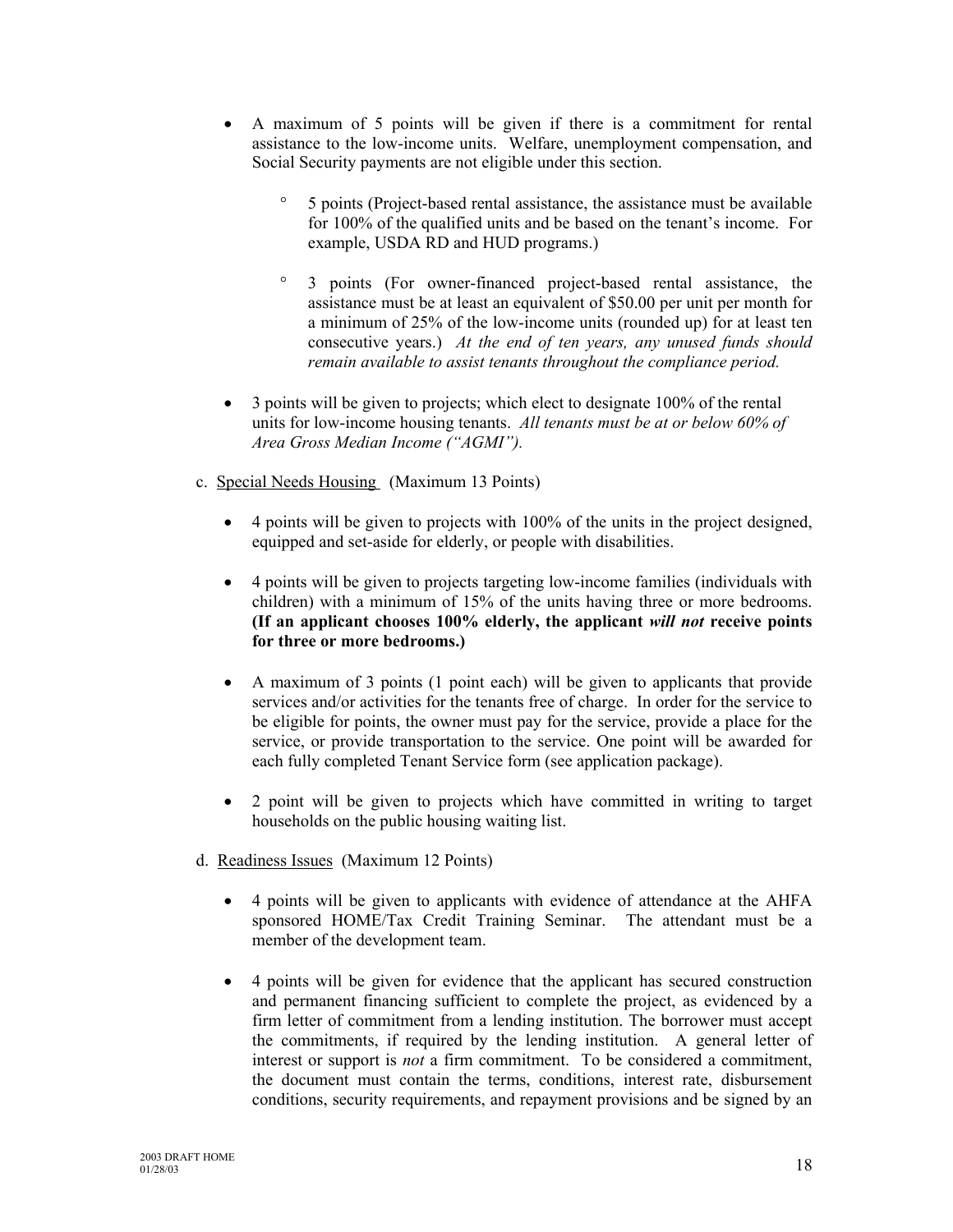- A maximum of 5 points will be given if there is a commitment for rental assistance to the low-income units. Welfare, unemployment compensation, and Social Security payments are not eligible under this section.

    - 5 points (Project-based rental assistance, the assistance must be available for 100% of the qualified units and be based on the tenant's income. For example, USDA RD and HUD programs.)

    - 3 points (For owner-financed project-based rental assistance, the assistance must be at least an equivalent of $50.00 per unit per month for a minimum of 25% of the low-income units (rounded up) for at least ten consecutive years.) *At the end of ten years, any unused funds should remain available to assist tenants throughout the compliance period.*

- 3 points will be given to projects; which elect to designate 100% of the rental units for low-income housing tenants. *All tenants must be at or below 60% of Area Gross Median Income ("AGMI").*

c. Special Needs Housing (Maximum 13 Points)

- 4 points will be given to projects with 100% of the units in the project designed, equipped and set-aside for elderly, or people with disabilities.

- 4 points will be given to projects targeting low-income families (individuals with children) with a minimum of 15% of the units having three or more bedrooms. **(If an applicant chooses 100% elderly, the applicant *will not* receive points for three or more bedrooms.)**

- A maximum of 3 points (1 point each) will be given to applicants that provide services and/or activities for the tenants free of charge. In order for the service to be eligible for points, the owner must pay for the service, provide a place for the service, or provide transportation to the service. One point will be awarded for each fully completed Tenant Service form (see application package).

- 2 point will be given to projects which have committed in writing to target households on the public housing waiting list.

d. Readiness Issues (Maximum 12 Points)

- 4 points will be given to applicants with evidence of attendance at the AHFA sponsored HOME/Tax Credit Training Seminar. The attendant must be a member of the development team.

- 4 points will be given for evidence that the applicant has secured construction and permanent financing sufficient to complete the project, as evidenced by a firm letter of commitment from a lending institution. The borrower must accept the commitments, if required by the lending institution. A general letter of interest or support is *not* a firm commitment. To be considered a commitment, the document must contain the terms, conditions, interest rate, disbursement conditions, security requirements, and repayment provisions and be signed by an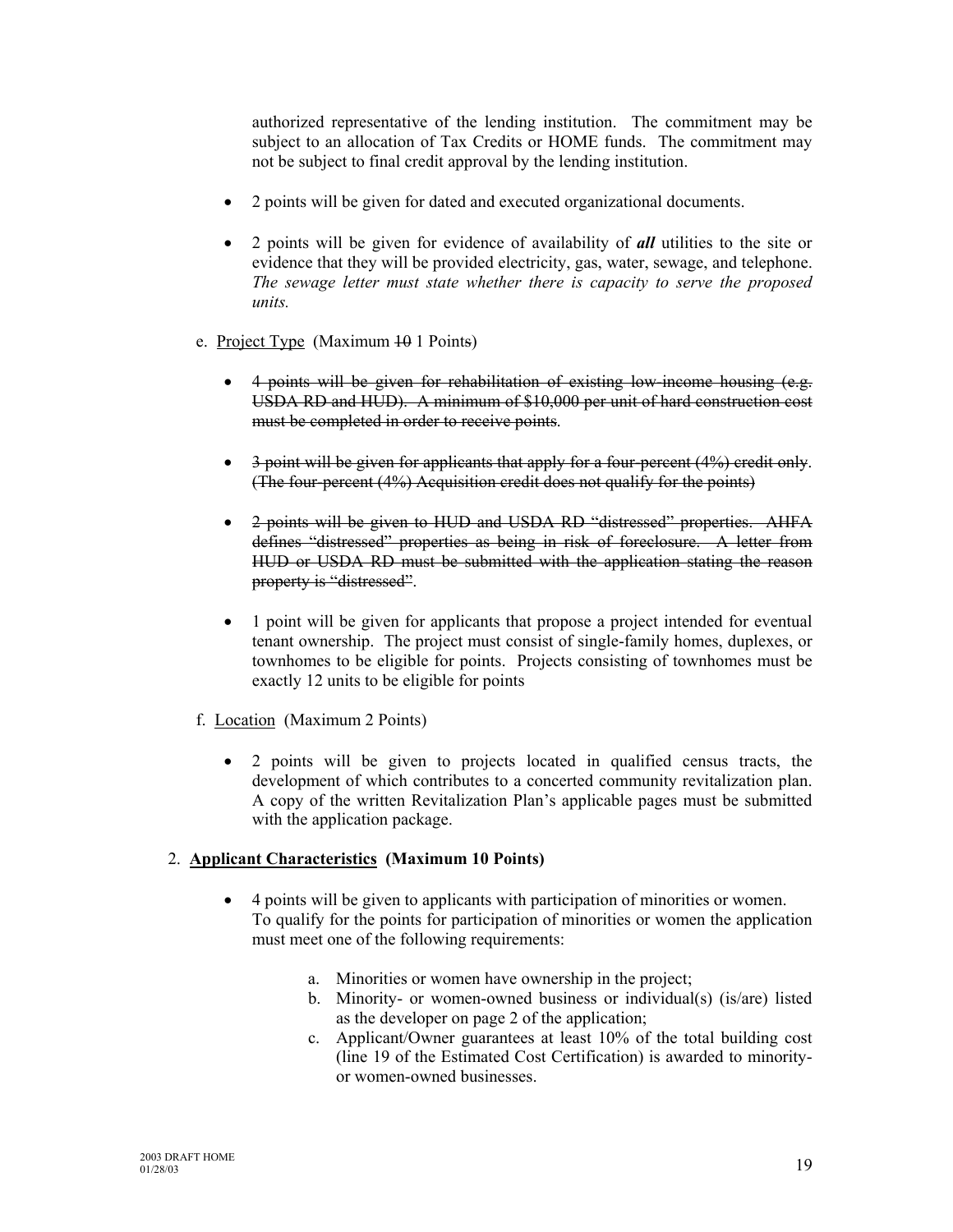authorized representative of the lending institution. The commitment may be subject to an allocation of Tax Credits or HOME funds. The commitment may not be subject to final credit approval by the lending institution.

- 2 points will be given for dated and executed organizational documents.
- 2 points will be given for evidence of availability of ***all*** utilities to the site or evidence that they will be provided electricity, gas, water, sewage, and telephone. *The sewage letter must state whether there is capacity to serve the proposed units.*

e. <u>Project Type</u> (Maximum ~~10~~ 1 Point~~s~~)

- ~~4 points will be given for rehabilitation of existing low-income housing (e.g. USDA RD and HUD). A minimum of $10,000 per unit of hard construction cost must be completed in order to receive points.~~
- ~~3 point will be given for applicants that apply for a four-percent (4%) credit only. (The four-percent (4%) Acquisition credit does not qualify for the points)~~
- ~~2 points will be given to HUD and USDA RD "distressed" properties. AHFA defines "distressed" properties as being in risk of foreclosure. A letter from HUD or USDA RD must be submitted with the application stating the reason property is "distressed".~~
- 1 point will be given for applicants that propose a project intended for eventual tenant ownership. The project must consist of single-family homes, duplexes, or townhomes to be eligible for points. Projects consisting of townhomes must be exactly 12 units to be eligible for points

f. <u>Location</u> (Maximum 2 Points)

- 2 points will be given to projects located in qualified census tracts, the development of which contributes to a concerted community revitalization plan. A copy of the written Revitalization Plan's applicable pages must be submitted with the application package.

2. **<u>Applicant Characteristics</u> (Maximum 10 Points)**

- 4 points will be given to applicants with participation of minorities or women. To qualify for the points for participation of minorities or women the application must meet one of the following requirements:

  a. Minorities or women have ownership in the project;
  b. Minority- or women-owned business or individual(s) (is/are) listed as the developer on page 2 of the application;
  c. Applicant/Owner guarantees at least 10% of the total building cost (line 19 of the Estimated Cost Certification) is awarded to minority- or women-owned businesses.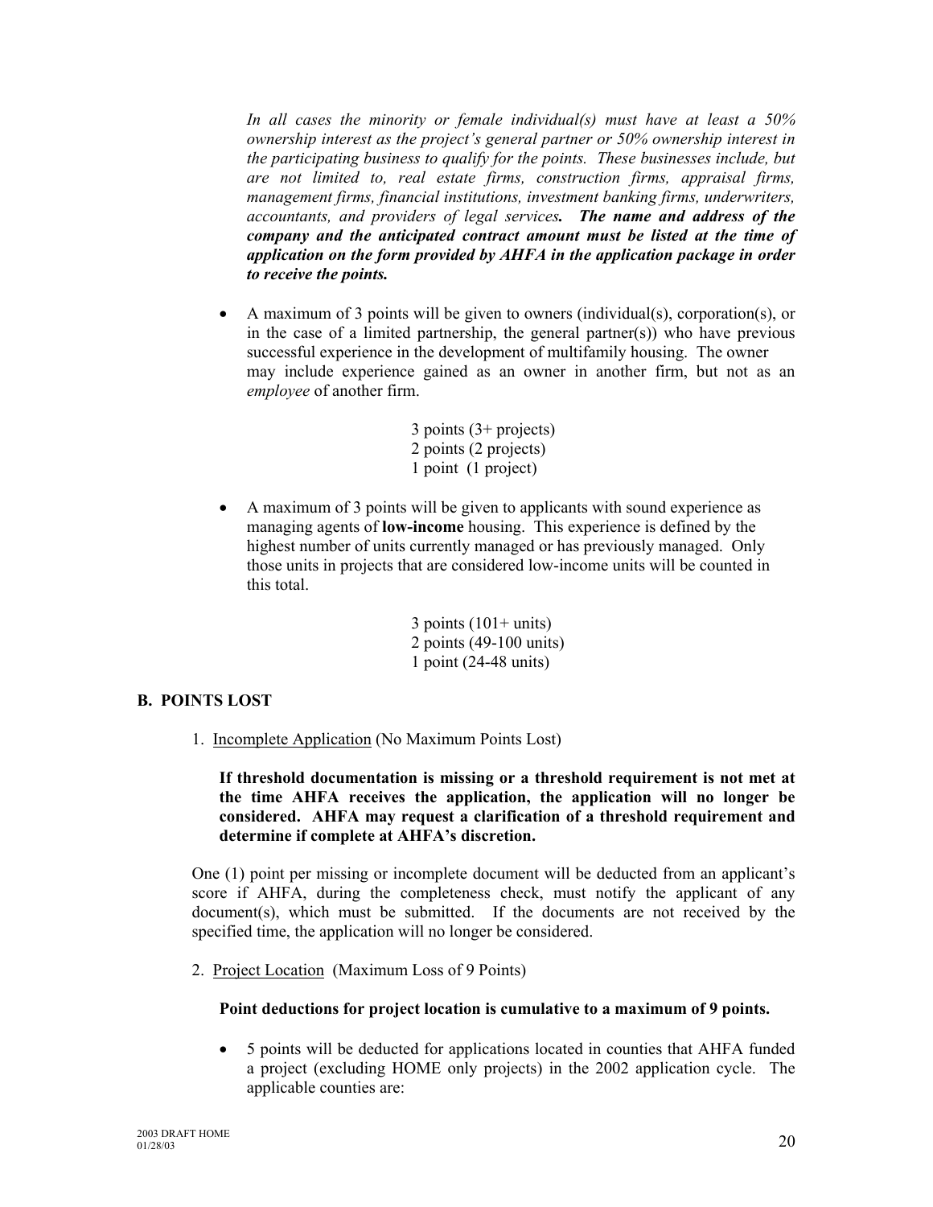*In all cases the minority or female individual(s) must have at least a 50% ownership interest as the project's general partner or 50% ownership interest in the participating business to qualify for the points. These businesses include, but are not limited to, real estate firms, construction firms, appraisal firms, management firms, financial institutions, investment banking firms, underwriters, accountants, and providers of legal services.* ***The name and address of the company and the anticipated contract amount must be listed at the time of application on the form provided by AHFA in the application package in order to receive the points.***

- A maximum of 3 points will be given to owners (individual(s), corporation(s), or in the case of a limited partnership, the general partner(s)) who have previous successful experience in the development of multifamily housing. The owner may include experience gained as an owner in another firm, but not as an *employee* of another firm.

  3 points (3+ projects)
  2 points (2 projects)
  1 point (1 project)

- A maximum of 3 points will be given to applicants with sound experience as managing agents of **low-income** housing. This experience is defined by the highest number of units currently managed or has previously managed. Only those units in projects that are considered low-income units will be counted in this total.

  3 points (101+ units)
  2 points (49-100 units)
  1 point (24-48 units)

## B. POINTS LOST

1. Incomplete Application (No Maximum Points Lost)

   **If threshold documentation is missing or a threshold requirement is not met at the time AHFA receives the application, the application will no longer be considered. AHFA may request a clarification of a threshold requirement and determine if complete at AHFA's discretion.**

One (1) point per missing or incomplete document will be deducted from an applicant's score if AHFA, during the completeness check, must notify the applicant of any document(s), which must be submitted. If the documents are not received by the specified time, the application will no longer be considered.

2. Project Location (Maximum Loss of 9 Points)

   **Point deductions for project location is cumulative to a maximum of 9 points.**

   - 5 points will be deducted for applications located in counties that AHFA funded a project (excluding HOME only projects) in the 2002 application cycle. The applicable counties are: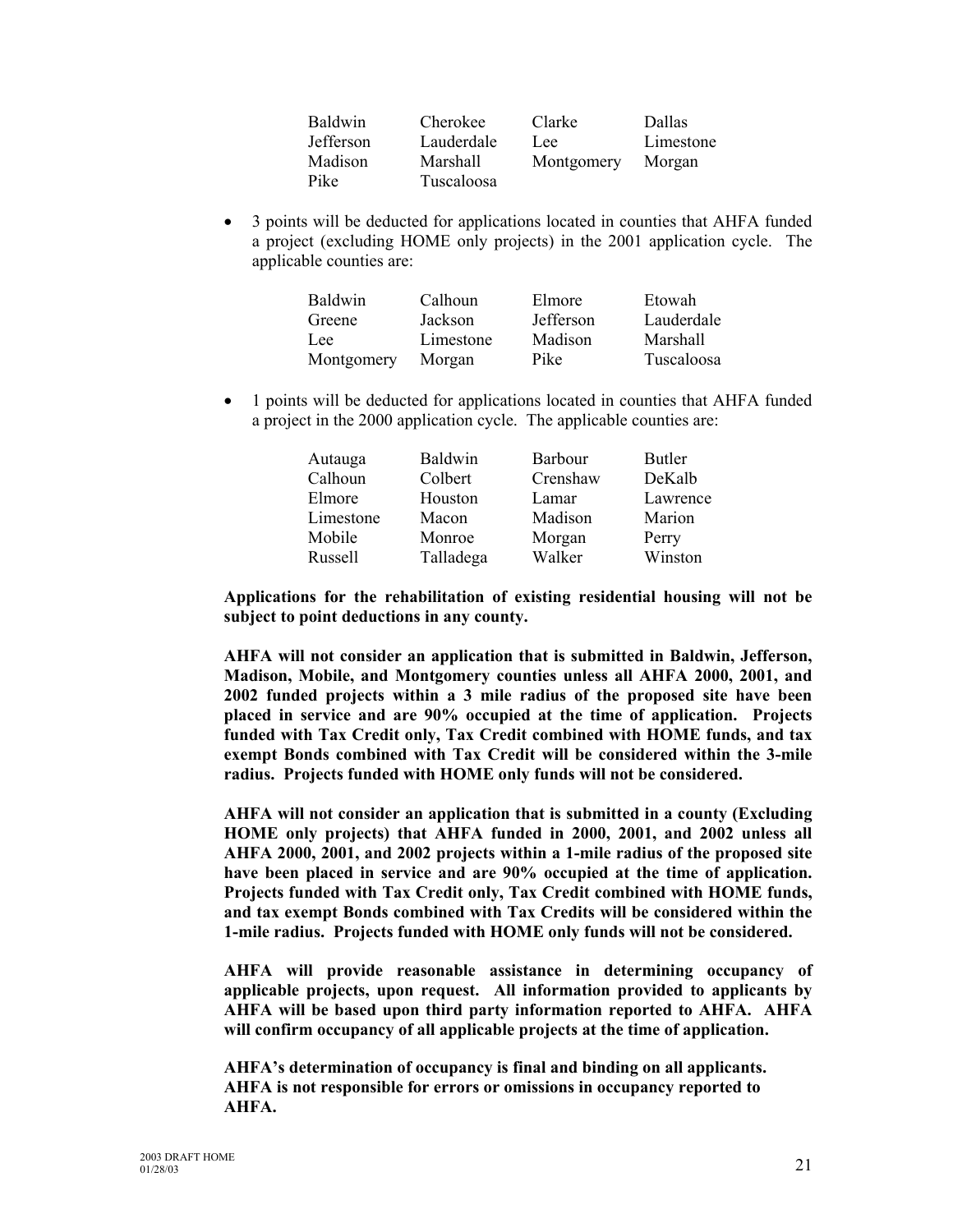| | | | |
|---|---|---|---|
| Baldwin | Cherokee | Clarke | Dallas |
| Jefferson | Lauderdale | Lee | Limestone |
| Madison | Marshall | Montgomery | Morgan |
| Pike | Tuscaloosa | | |

- 3 points will be deducted for applications located in counties that AHFA funded a project (excluding HOME only projects) in the 2001 application cycle. The applicable counties are:

| | | | |
|---|---|---|---|
| Baldwin | Calhoun | Elmore | Etowah |
| Greene | Jackson | Jefferson | Lauderdale |
| Lee | Limestone | Madison | Marshall |
| Montgomery | Morgan | Pike | Tuscaloosa |

- 1 points will be deducted for applications located in counties that AHFA funded a project in the 2000 application cycle. The applicable counties are:

| | | | |
|---|---|---|---|
| Autauga | Baldwin | Barbour | Butler |
| Calhoun | Colbert | Crenshaw | DeKalb |
| Elmore | Houston | Lamar | Lawrence |
| Limestone | Macon | Madison | Marion |
| Mobile | Monroe | Morgan | Perry |
| Russell | Talladega | Walker | Winston |

**Applications for the rehabilitation of existing residential housing will not be subject to point deductions in any county.**

**AHFA will not consider an application that is submitted in Baldwin, Jefferson, Madison, Mobile, and Montgomery counties unless all AHFA 2000, 2001, and 2002 funded projects within a 3 mile radius of the proposed site have been placed in service and are 90% occupied at the time of application. Projects funded with Tax Credit only, Tax Credit combined with HOME funds, and tax exempt Bonds combined with Tax Credit will be considered within the 3-mile radius. Projects funded with HOME only funds will not be considered.**

**AHFA will not consider an application that is submitted in a county (Excluding HOME only projects) that AHFA funded in 2000, 2001, and 2002 unless all AHFA 2000, 2001, and 2002 projects within a 1-mile radius of the proposed site have been placed in service and are 90% occupied at the time of application. Projects funded with Tax Credit only, Tax Credit combined with HOME funds, and tax exempt Bonds combined with Tax Credits will be considered within the 1-mile radius. Projects funded with HOME only funds will not be considered.**

**AHFA will provide reasonable assistance in determining occupancy of applicable projects, upon request. All information provided to applicants by AHFA will be based upon third party information reported to AHFA. AHFA will confirm occupancy of all applicable projects at the time of application.**

**AHFA's determination of occupancy is final and binding on all applicants. AHFA is not responsible for errors or omissions in occupancy reported to AHFA.**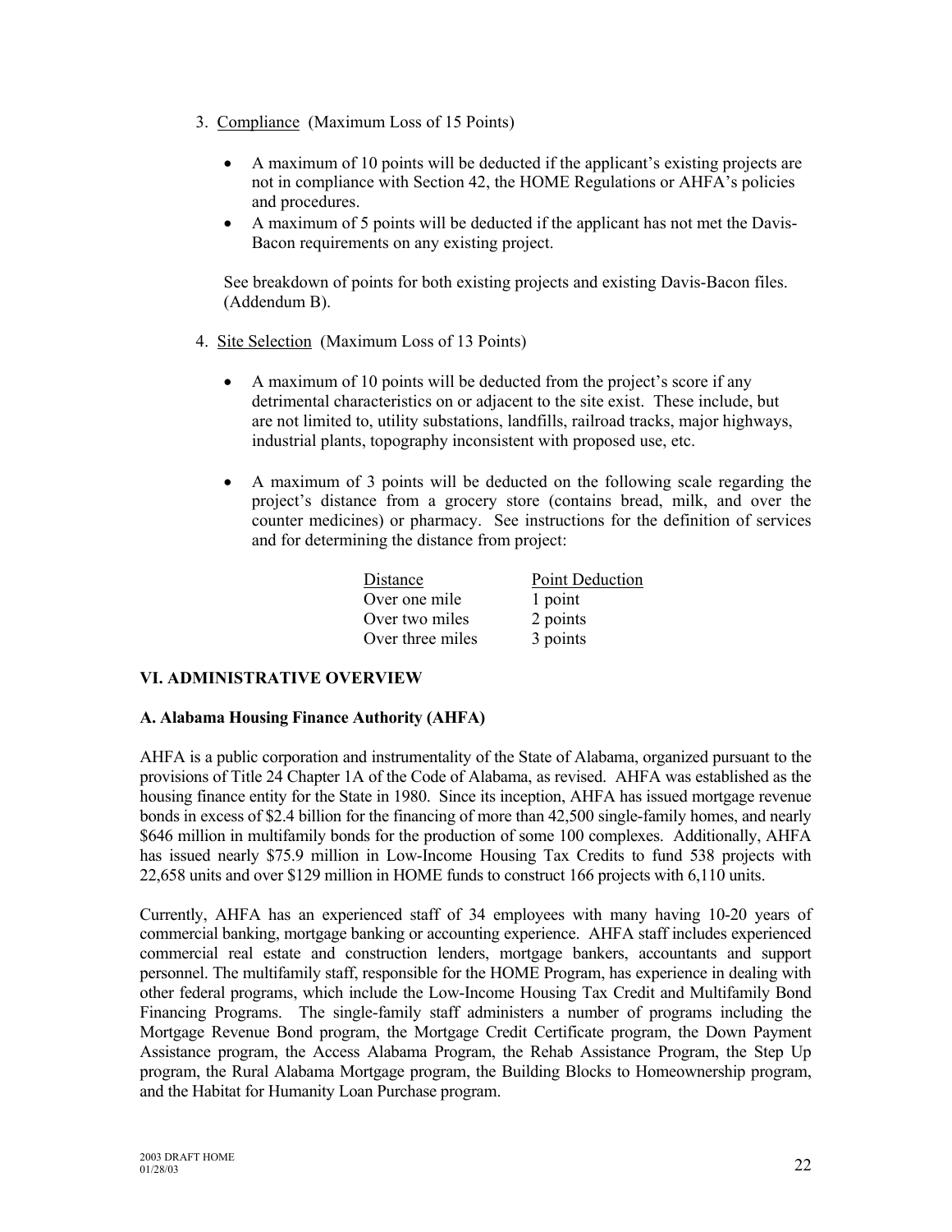3. Compliance (Maximum Loss of 15 Points)

   - A maximum of 10 points will be deducted if the applicant's existing projects are not in compliance with Section 42, the HOME Regulations or AHFA's policies and procedures.
   - A maximum of 5 points will be deducted if the applicant has not met the Davis-Bacon requirements on any existing project.

   See breakdown of points for both existing projects and existing Davis-Bacon files. (Addendum B).

4. Site Selection (Maximum Loss of 13 Points)

   - A maximum of 10 points will be deducted from the project's score if any detrimental characteristics on or adjacent to the site exist. These include, but are not limited to, utility substations, landfills, railroad tracks, major highways, industrial plants, topography inconsistent with proposed use, etc.

   - A maximum of 3 points will be deducted on the following scale regarding the project's distance from a grocery store (contains bread, milk, and over the counter medicines) or pharmacy. See instructions for the definition of services and for determining the distance from project:

| Distance | Point Deduction |
|---|---|
| Over one mile | 1 point |
| Over two miles | 2 points |
| Over three miles | 3 points |

## VI. ADMINISTRATIVE OVERVIEW

### A. Alabama Housing Finance Authority (AHFA)

AHFA is a public corporation and instrumentality of the State of Alabama, organized pursuant to the provisions of Title 24 Chapter 1A of the Code of Alabama, as revised. AHFA was established as the housing finance entity for the State in 1980. Since its inception, AHFA has issued mortgage revenue bonds in excess of $2.4 billion for the financing of more than 42,500 single-family homes, and nearly $646 million in multifamily bonds for the production of some 100 complexes. Additionally, AHFA has issued nearly $75.9 million in Low-Income Housing Tax Credits to fund 538 projects with 22,658 units and over $129 million in HOME funds to construct 166 projects with 6,110 units.

Currently, AHFA has an experienced staff of 34 employees with many having 10-20 years of commercial banking, mortgage banking or accounting experience. AHFA staff includes experienced commercial real estate and construction lenders, mortgage bankers, accountants and support personnel. The multifamily staff, responsible for the HOME Program, has experience in dealing with other federal programs, which include the Low-Income Housing Tax Credit and Multifamily Bond Financing Programs. The single-family staff administers a number of programs including the Mortgage Revenue Bond program, the Mortgage Credit Certificate program, the Down Payment Assistance program, the Access Alabama Program, the Rehab Assistance Program, the Step Up program, the Rural Alabama Mortgage program, the Building Blocks to Homeownership program, and the Habitat for Humanity Loan Purchase program.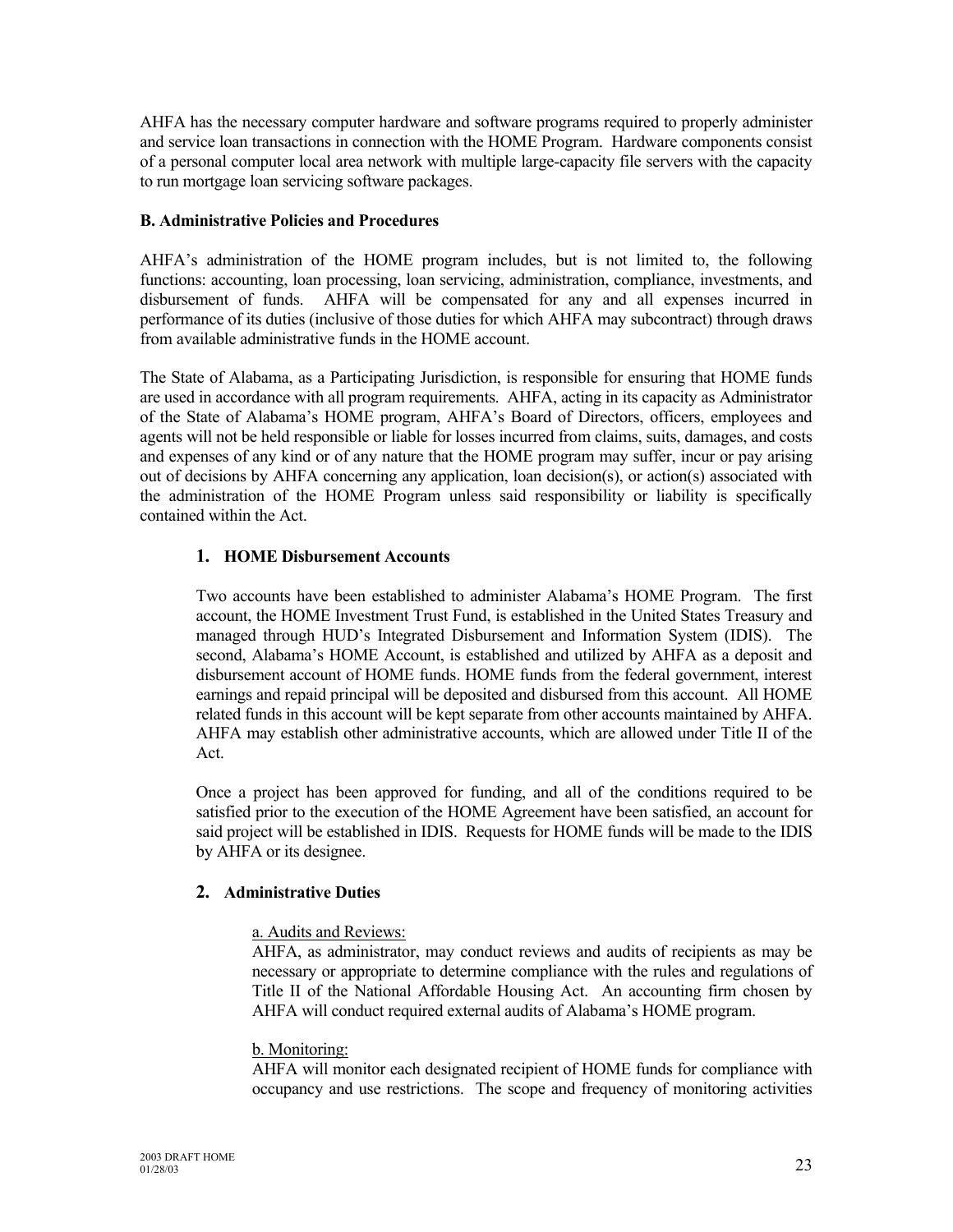AHFA has the necessary computer hardware and software programs required to properly administer and service loan transactions in connection with the HOME Program. Hardware components consist of a personal computer local area network with multiple large-capacity file servers with the capacity to run mortgage loan servicing software packages.

### B. Administrative Policies and Procedures

AHFA's administration of the HOME program includes, but is not limited to, the following functions: accounting, loan processing, loan servicing, administration, compliance, investments, and disbursement of funds. AHFA will be compensated for any and all expenses incurred in performance of its duties (inclusive of those duties for which AHFA may subcontract) through draws from available administrative funds in the HOME account.

The State of Alabama, as a Participating Jurisdiction, is responsible for ensuring that HOME funds are used in accordance with all program requirements. AHFA, acting in its capacity as Administrator of the State of Alabama's HOME program, AHFA's Board of Directors, officers, employees and agents will not be held responsible or liable for losses incurred from claims, suits, damages, and costs and expenses of any kind or of any nature that the HOME program may suffer, incur or pay arising out of decisions by AHFA concerning any application, loan decision(s), or action(s) associated with the administration of the HOME Program unless said responsibility or liability is specifically contained within the Act.

#### 1. HOME Disbursement Accounts

Two accounts have been established to administer Alabama's HOME Program. The first account, the HOME Investment Trust Fund, is established in the United States Treasury and managed through HUD's Integrated Disbursement and Information System (IDIS). The second, Alabama's HOME Account, is established and utilized by AHFA as a deposit and disbursement account of HOME funds. HOME funds from the federal government, interest earnings and repaid principal will be deposited and disbursed from this account. All HOME related funds in this account will be kept separate from other accounts maintained by AHFA. AHFA may establish other administrative accounts, which are allowed under Title II of the Act.

Once a project has been approved for funding, and all of the conditions required to be satisfied prior to the execution of the HOME Agreement have been satisfied, an account for said project will be established in IDIS. Requests for HOME funds will be made to the IDIS by AHFA or its designee.

#### 2. Administrative Duties

a. Audits and Reviews:
AHFA, as administrator, may conduct reviews and audits of recipients as may be necessary or appropriate to determine compliance with the rules and regulations of Title II of the National Affordable Housing Act. An accounting firm chosen by AHFA will conduct required external audits of Alabama's HOME program.

b. Monitoring:
AHFA will monitor each designated recipient of HOME funds for compliance with occupancy and use restrictions. The scope and frequency of monitoring activities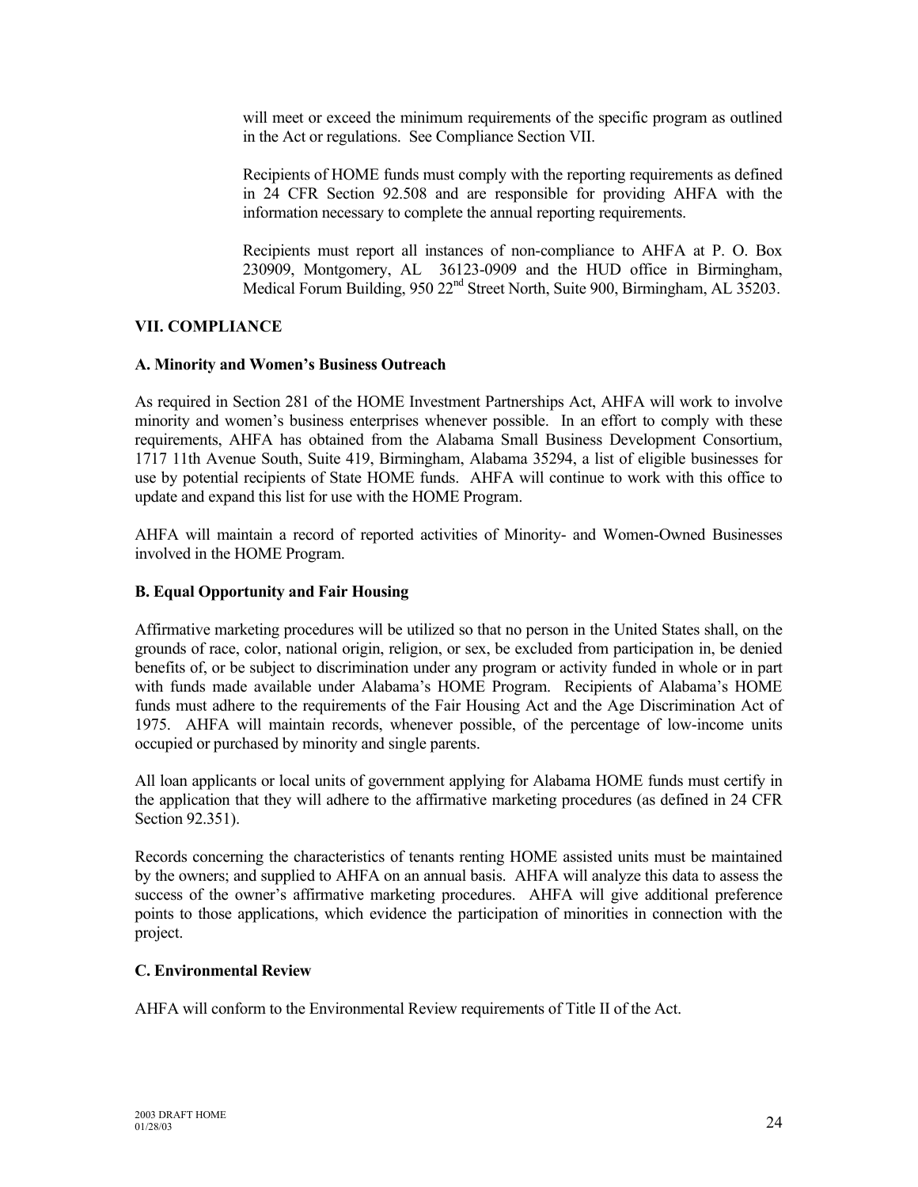will meet or exceed the minimum requirements of the specific program as outlined in the Act or regulations. See Compliance Section VII.

Recipients of HOME funds must comply with the reporting requirements as defined in 24 CFR Section 92.508 and are responsible for providing AHFA with the information necessary to complete the annual reporting requirements.

Recipients must report all instances of non-compliance to AHFA at P. O. Box 230909, Montgomery, AL 36123-0909 and the HUD office in Birmingham, Medical Forum Building, 950 22nd Street North, Suite 900, Birmingham, AL 35203.

## VII. COMPLIANCE

### A. Minority and Women's Business Outreach

As required in Section 281 of the HOME Investment Partnerships Act, AHFA will work to involve minority and women's business enterprises whenever possible. In an effort to comply with these requirements, AHFA has obtained from the Alabama Small Business Development Consortium, 1717 11th Avenue South, Suite 419, Birmingham, Alabama 35294, a list of eligible businesses for use by potential recipients of State HOME funds. AHFA will continue to work with this office to update and expand this list for use with the HOME Program.

AHFA will maintain a record of reported activities of Minority- and Women-Owned Businesses involved in the HOME Program.

### B. Equal Opportunity and Fair Housing

Affirmative marketing procedures will be utilized so that no person in the United States shall, on the grounds of race, color, national origin, religion, or sex, be excluded from participation in, be denied benefits of, or be subject to discrimination under any program or activity funded in whole or in part with funds made available under Alabama's HOME Program. Recipients of Alabama's HOME funds must adhere to the requirements of the Fair Housing Act and the Age Discrimination Act of 1975. AHFA will maintain records, whenever possible, of the percentage of low-income units occupied or purchased by minority and single parents.

All loan applicants or local units of government applying for Alabama HOME funds must certify in the application that they will adhere to the affirmative marketing procedures (as defined in 24 CFR Section 92.351).

Records concerning the characteristics of tenants renting HOME assisted units must be maintained by the owners; and supplied to AHFA on an annual basis. AHFA will analyze this data to assess the success of the owner's affirmative marketing procedures. AHFA will give additional preference points to those applications, which evidence the participation of minorities in connection with the project.

### C. Environmental Review

AHFA will conform to the Environmental Review requirements of Title II of the Act.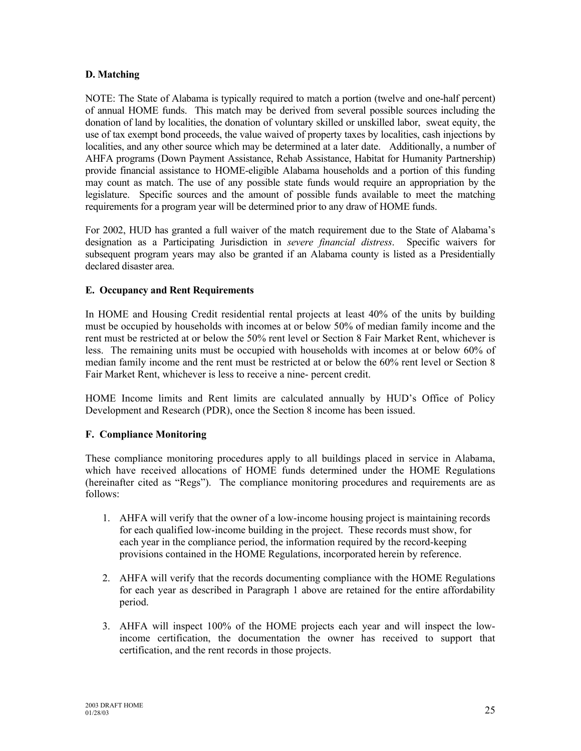### D. Matching

NOTE: The State of Alabama is typically required to match a portion (twelve and one-half percent) of annual HOME funds. This match may be derived from several possible sources including the donation of land by localities, the donation of voluntary skilled or unskilled labor, sweat equity, the use of tax exempt bond proceeds, the value waived of property taxes by localities, cash injections by localities, and any other source which may be determined at a later date. Additionally, a number of AHFA programs (Down Payment Assistance, Rehab Assistance, Habitat for Humanity Partnership) provide financial assistance to HOME-eligible Alabama households and a portion of this funding may count as match. The use of any possible state funds would require an appropriation by the legislature. Specific sources and the amount of possible funds available to meet the matching requirements for a program year will be determined prior to any draw of HOME funds.

For 2002, HUD has granted a full waiver of the match requirement due to the State of Alabama's designation as a Participating Jurisdiction in *severe financial distress*. Specific waivers for subsequent program years may also be granted if an Alabama county is listed as a Presidentially declared disaster area.

### E. Occupancy and Rent Requirements

In HOME and Housing Credit residential rental projects at least 40% of the units by building must be occupied by households with incomes at or below 50% of median family income and the rent must be restricted at or below the 50% rent level or Section 8 Fair Market Rent, whichever is less. The remaining units must be occupied with households with incomes at or below 60% of median family income and the rent must be restricted at or below the 60% rent level or Section 8 Fair Market Rent, whichever is less to receive a nine- percent credit.

HOME Income limits and Rent limits are calculated annually by HUD's Office of Policy Development and Research (PDR), once the Section 8 income has been issued.

### F. Compliance Monitoring

These compliance monitoring procedures apply to all buildings placed in service in Alabama, which have received allocations of HOME funds determined under the HOME Regulations (hereinafter cited as "Regs"). The compliance monitoring procedures and requirements are as follows:

1. AHFA will verify that the owner of a low-income housing project is maintaining records for each qualified low-income building in the project. These records must show, for each year in the compliance period, the information required by the record-keeping provisions contained in the HOME Regulations, incorporated herein by reference.

2. AHFA will verify that the records documenting compliance with the HOME Regulations for each year as described in Paragraph 1 above are retained for the entire affordability period.

3. AHFA will inspect 100% of the HOME projects each year and will inspect the low-income certification, the documentation the owner has received to support that certification, and the rent records in those projects.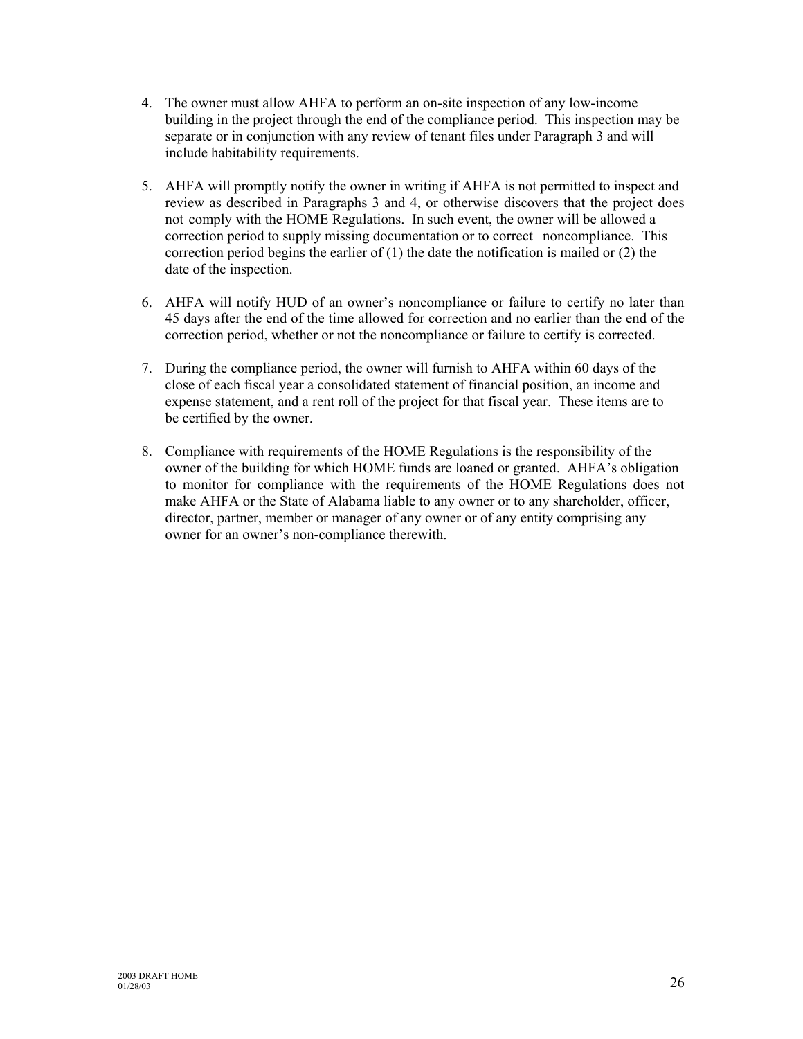4. The owner must allow AHFA to perform an on-site inspection of any low-income building in the project through the end of the compliance period. This inspection may be separate or in conjunction with any review of tenant files under Paragraph 3 and will include habitability requirements.

5. AHFA will promptly notify the owner in writing if AHFA is not permitted to inspect and review as described in Paragraphs 3 and 4, or otherwise discovers that the project does not comply with the HOME Regulations. In such event, the owner will be allowed a correction period to supply missing documentation or to correct noncompliance. This correction period begins the earlier of (1) the date the notification is mailed or (2) the date of the inspection.

6. AHFA will notify HUD of an owner's noncompliance or failure to certify no later than 45 days after the end of the time allowed for correction and no earlier than the end of the correction period, whether or not the noncompliance or failure to certify is corrected.

7. During the compliance period, the owner will furnish to AHFA within 60 days of the close of each fiscal year a consolidated statement of financial position, an income and expense statement, and a rent roll of the project for that fiscal year. These items are to be certified by the owner.

8. Compliance with requirements of the HOME Regulations is the responsibility of the owner of the building for which HOME funds are loaned or granted. AHFA's obligation to monitor for compliance with the requirements of the HOME Regulations does not make AHFA or the State of Alabama liable to any owner or to any shareholder, officer, director, partner, member or manager of any owner or of any entity comprising any owner for an owner's non-compliance therewith.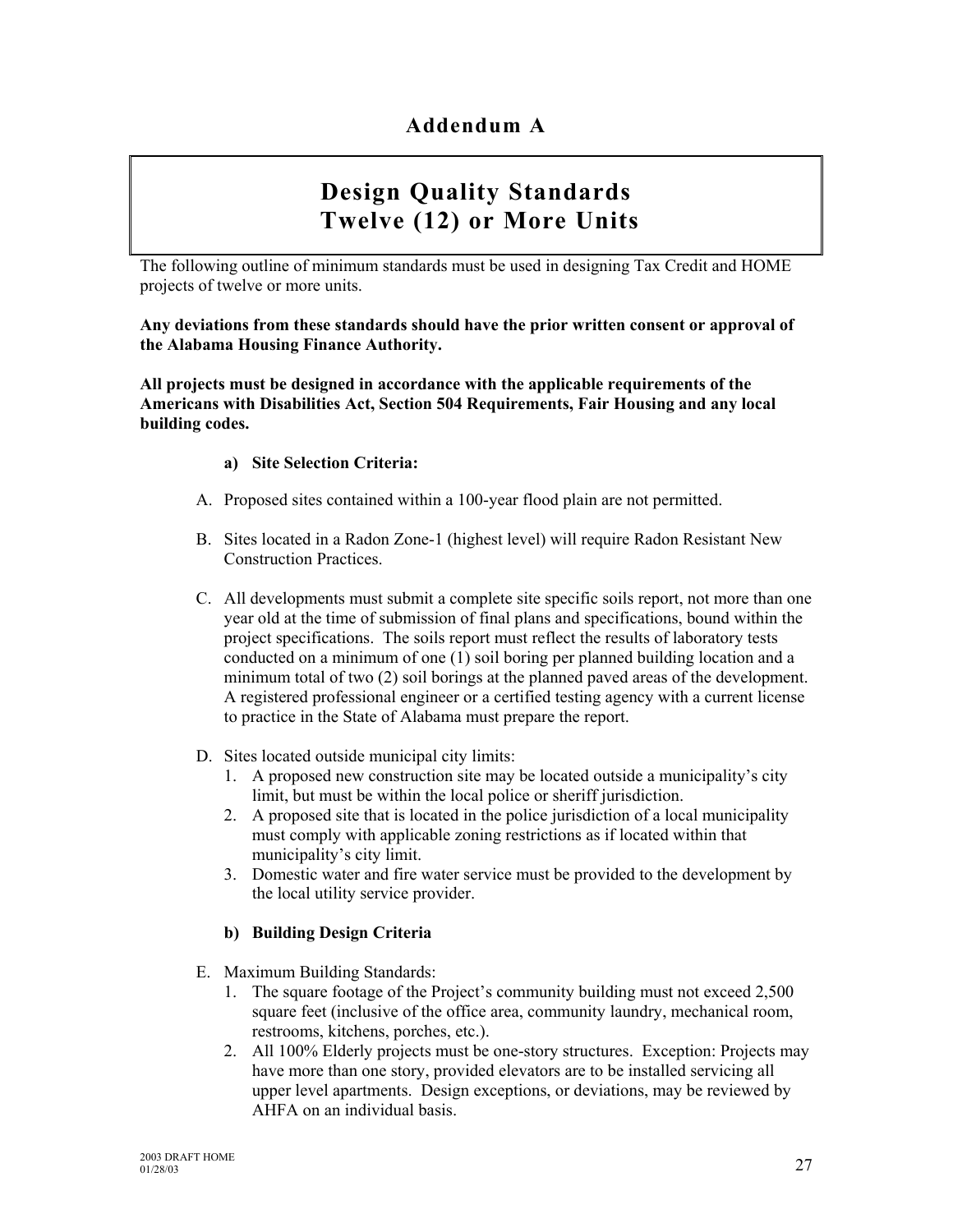# Addendum A

## Design Quality Standards
## Twelve (12) or More Units

The following outline of minimum standards must be used in designing Tax Credit and HOME projects of twelve or more units.

**Any deviations from these standards should have the prior written consent or approval of the Alabama Housing Finance Authority.**

**All projects must be designed in accordance with the applicable requirements of the Americans with Disabilities Act, Section 504 Requirements, Fair Housing and any local building codes.**

**a) Site Selection Criteria:**

A. Proposed sites contained within a 100-year flood plain are not permitted.

B. Sites located in a Radon Zone-1 (highest level) will require Radon Resistant New Construction Practices.

C. All developments must submit a complete site specific soils report, not more than one year old at the time of submission of final plans and specifications, bound within the project specifications. The soils report must reflect the results of laboratory tests conducted on a minimum of one (1) soil boring per planned building location and a minimum total of two (2) soil borings at the planned paved areas of the development. A registered professional engineer or a certified testing agency with a current license to practice in the State of Alabama must prepare the report.

D. Sites located outside municipal city limits:
   1. A proposed new construction site may be located outside a municipality's city limit, but must be within the local police or sheriff jurisdiction.
   2. A proposed site that is located in the police jurisdiction of a local municipality must comply with applicable zoning restrictions as if located within that municipality's city limit.
   3. Domestic water and fire water service must be provided to the development by the local utility service provider.

**b) Building Design Criteria**

E. Maximum Building Standards:
   1. The square footage of the Project's community building must not exceed 2,500 square feet (inclusive of the office area, community laundry, mechanical room, restrooms, kitchens, porches, etc.).
   2. All 100% Elderly projects must be one-story structures. Exception: Projects may have more than one story, provided elevators are to be installed servicing all upper level apartments. Design exceptions, or deviations, may be reviewed by AHFA on an individual basis.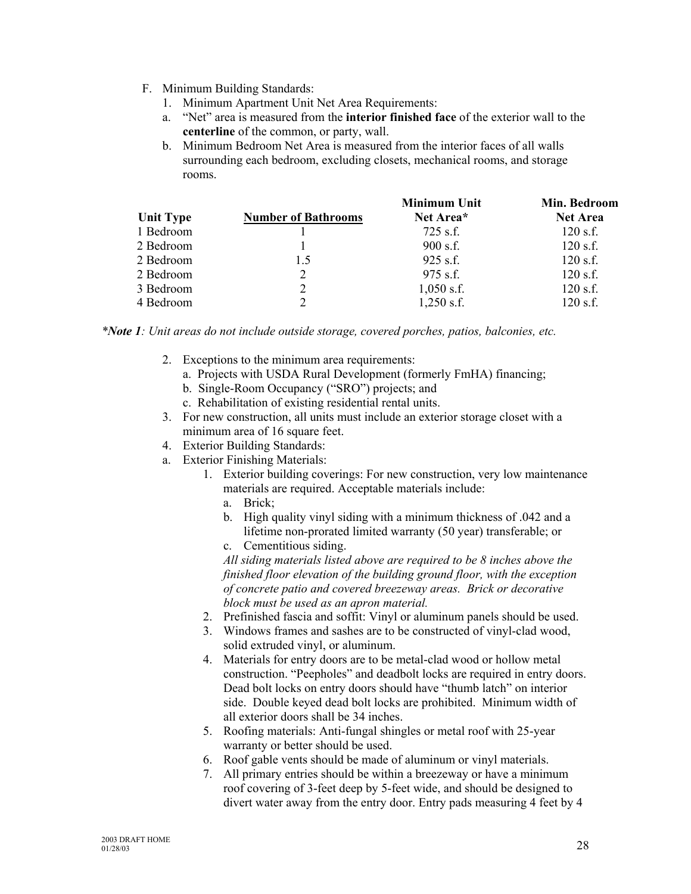F. Minimum Building Standards:
   1. Minimum Apartment Unit Net Area Requirements:
   a. "Net" area is measured from the **interior finished face** of the exterior wall to the **centerline** of the common, or party, wall.
   b. Minimum Bedroom Net Area is measured from the interior faces of all walls surrounding each bedroom, excluding closets, mechanical rooms, and storage rooms.

| Unit Type | Number of Bathrooms | Minimum Unit Net Area* | Min. Bedroom Net Area |
|---|---|---|---|
| 1 Bedroom | 1 | 725 s.f. | 120 s.f. |
| 2 Bedroom | 1 | 900 s.f. | 120 s.f. |
| 2 Bedroom | 1.5 | 925 s.f. | 120 s.f. |
| 2 Bedroom | 2 | 975 s.f. | 120 s.f. |
| 3 Bedroom | 2 | 1,050 s.f. | 120 s.f. |
| 4 Bedroom | 2 | 1,250 s.f. | 120 s.f. |

**Note 1*: *Unit areas do not include outside storage, covered porches, patios, balconies, etc.*

2. Exceptions to the minimum area requirements:
   a. Projects with USDA Rural Development (formerly FmHA) financing;
   b. Single-Room Occupancy ("SRO") projects; and
   c. Rehabilitation of existing residential rental units.
3. For new construction, all units must include an exterior storage closet with a minimum area of 16 square feet.
4. Exterior Building Standards:
   a. Exterior Finishing Materials:
      1. Exterior building coverings: For new construction, very low maintenance materials are required. Acceptable materials include:
         a. Brick;
         b. High quality vinyl siding with a minimum thickness of .042 and a lifetime non-prorated limited warranty (50 year) transferable; or
         c. Cementitious siding.

         *All siding materials listed above are required to be 8 inches above the finished floor elevation of the building ground floor, with the exception of concrete patio and covered breezeway areas. Brick or decorative block must be used as an apron material.*
      2. Prefinished fascia and soffit: Vinyl or aluminum panels should be used.
      3. Windows frames and sashes are to be constructed of vinyl-clad wood, solid extruded vinyl, or aluminum.
      4. Materials for entry doors are to be metal-clad wood or hollow metal construction. "Peepholes" and deadbolt locks are required in entry doors. Dead bolt locks on entry doors should have "thumb latch" on interior side. Double keyed dead bolt locks are prohibited. Minimum width of all exterior doors shall be 34 inches.
      5. Roofing materials: Anti-fungal shingles or metal roof with 25-year warranty or better should be used.
      6. Roof gable vents should be made of aluminum or vinyl materials.
      7. All primary entries should be within a breezeway or have a minimum roof covering of 3-feet deep by 5-feet wide, and should be designed to divert water away from the entry door. Entry pads measuring 4 feet by 4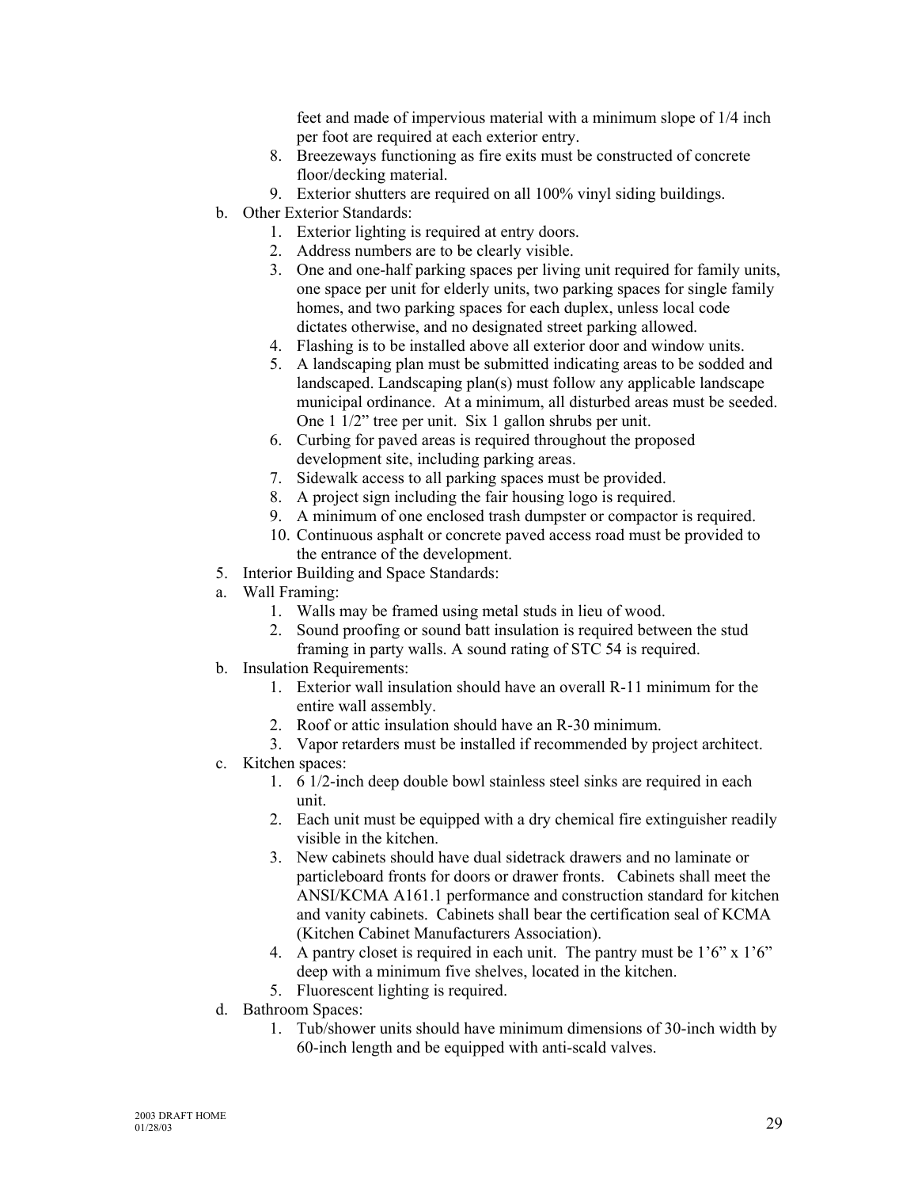feet and made of impervious material with a minimum slope of 1/4 inch per foot are required at each exterior entry.

8. Breezeways functioning as fire exits must be constructed of concrete floor/decking material.
9. Exterior shutters are required on all 100% vinyl siding buildings.

b. Other Exterior Standards:
   1. Exterior lighting is required at entry doors.
   2. Address numbers are to be clearly visible.
   3. One and one-half parking spaces per living unit required for family units, one space per unit for elderly units, two parking spaces for single family homes, and two parking spaces for each duplex, unless local code dictates otherwise, and no designated street parking allowed.
   4. Flashing is to be installed above all exterior door and window units.
   5. A landscaping plan must be submitted indicating areas to be sodded and landscaped. Landscaping plan(s) must follow any applicable landscape municipal ordinance. At a minimum, all disturbed areas must be seeded. One 1 1/2" tree per unit. Six 1 gallon shrubs per unit.
   6. Curbing for paved areas is required throughout the proposed development site, including parking areas.
   7. Sidewalk access to all parking spaces must be provided.
   8. A project sign including the fair housing logo is required.
   9. A minimum of one enclosed trash dumpster or compactor is required.
   10. Continuous asphalt or concrete paved access road must be provided to the entrance of the development.

5. Interior Building and Space Standards:

a. Wall Framing:
   1. Walls may be framed using metal studs in lieu of wood.
   2. Sound proofing or sound batt insulation is required between the stud framing in party walls. A sound rating of STC 54 is required.

b. Insulation Requirements:
   1. Exterior wall insulation should have an overall R-11 minimum for the entire wall assembly.
   2. Roof or attic insulation should have an R-30 minimum.
   3. Vapor retarders must be installed if recommended by project architect.

c. Kitchen spaces:
   1. 6 1/2-inch deep double bowl stainless steel sinks are required in each unit.
   2. Each unit must be equipped with a dry chemical fire extinguisher readily visible in the kitchen.
   3. New cabinets should have dual sidetrack drawers and no laminate or particleboard fronts for doors or drawer fronts. Cabinets shall meet the ANSI/KCMA A161.1 performance and construction standard for kitchen and vanity cabinets. Cabinets shall bear the certification seal of KCMA (Kitchen Cabinet Manufacturers Association).
   4. A pantry closet is required in each unit. The pantry must be 1'6" x 1'6" deep with a minimum five shelves, located in the kitchen.
   5. Fluorescent lighting is required.

d. Bathroom Spaces:
   1. Tub/shower units should have minimum dimensions of 30-inch width by 60-inch length and be equipped with anti-scald valves.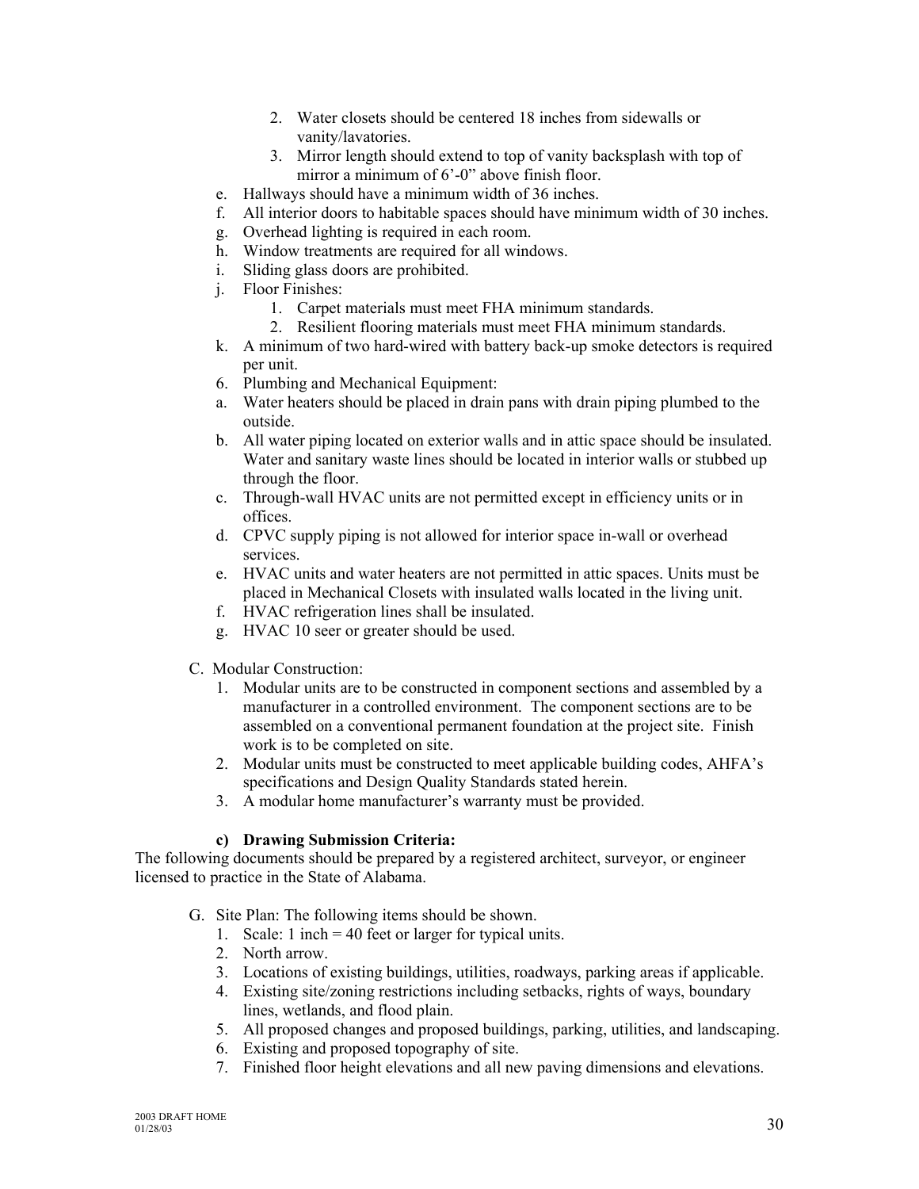2. Water closets should be centered 18 inches from sidewalls or vanity/lavatories.
3. Mirror length should extend to top of vanity backsplash with top of mirror a minimum of 6’-0” above finish floor.

e. Hallways should have a minimum width of 36 inches.
f. All interior doors to habitable spaces should have minimum width of 30 inches.
g. Overhead lighting is required in each room.
h. Window treatments are required for all windows.
i. Sliding glass doors are prohibited.
j. Floor Finishes:
   1. Carpet materials must meet FHA minimum standards.
   2. Resilient flooring materials must meet FHA minimum standards.
k. A minimum of two hard-wired with battery back-up smoke detectors is required per unit.

6. Plumbing and Mechanical Equipment:

a. Water heaters should be placed in drain pans with drain piping plumbed to the outside.
b. All water piping located on exterior walls and in attic space should be insulated. Water and sanitary waste lines should be located in interior walls or stubbed up through the floor.
c. Through-wall HVAC units are not permitted except in efficiency units or in offices.
d. CPVC supply piping is not allowed for interior space in-wall or overhead services.
e. HVAC units and water heaters are not permitted in attic spaces. Units must be placed in Mechanical Closets with insulated walls located in the living unit.
f. HVAC refrigeration lines shall be insulated.
g. HVAC 10 seer or greater should be used.

C. Modular Construction:
   1. Modular units are to be constructed in component sections and assembled by a manufacturer in a controlled environment. The component sections are to be assembled on a conventional permanent foundation at the project site. Finish work is to be completed on site.
   2. Modular units must be constructed to meet applicable building codes, AHFA’s specifications and Design Quality Standards stated herein.
   3. A modular home manufacturer’s warranty must be provided.

**c) Drawing Submission Criteria:**

The following documents should be prepared by a registered architect, surveyor, or engineer licensed to practice in the State of Alabama.

G. Site Plan: The following items should be shown.
   1. Scale: 1 inch = 40 feet or larger for typical units.
   2. North arrow.
   3. Locations of existing buildings, utilities, roadways, parking areas if applicable.
   4. Existing site/zoning restrictions including setbacks, rights of ways, boundary lines, wetlands, and flood plain.
   5. All proposed changes and proposed buildings, parking, utilities, and landscaping.
   6. Existing and proposed topography of site.
   7. Finished floor height elevations and all new paving dimensions and elevations.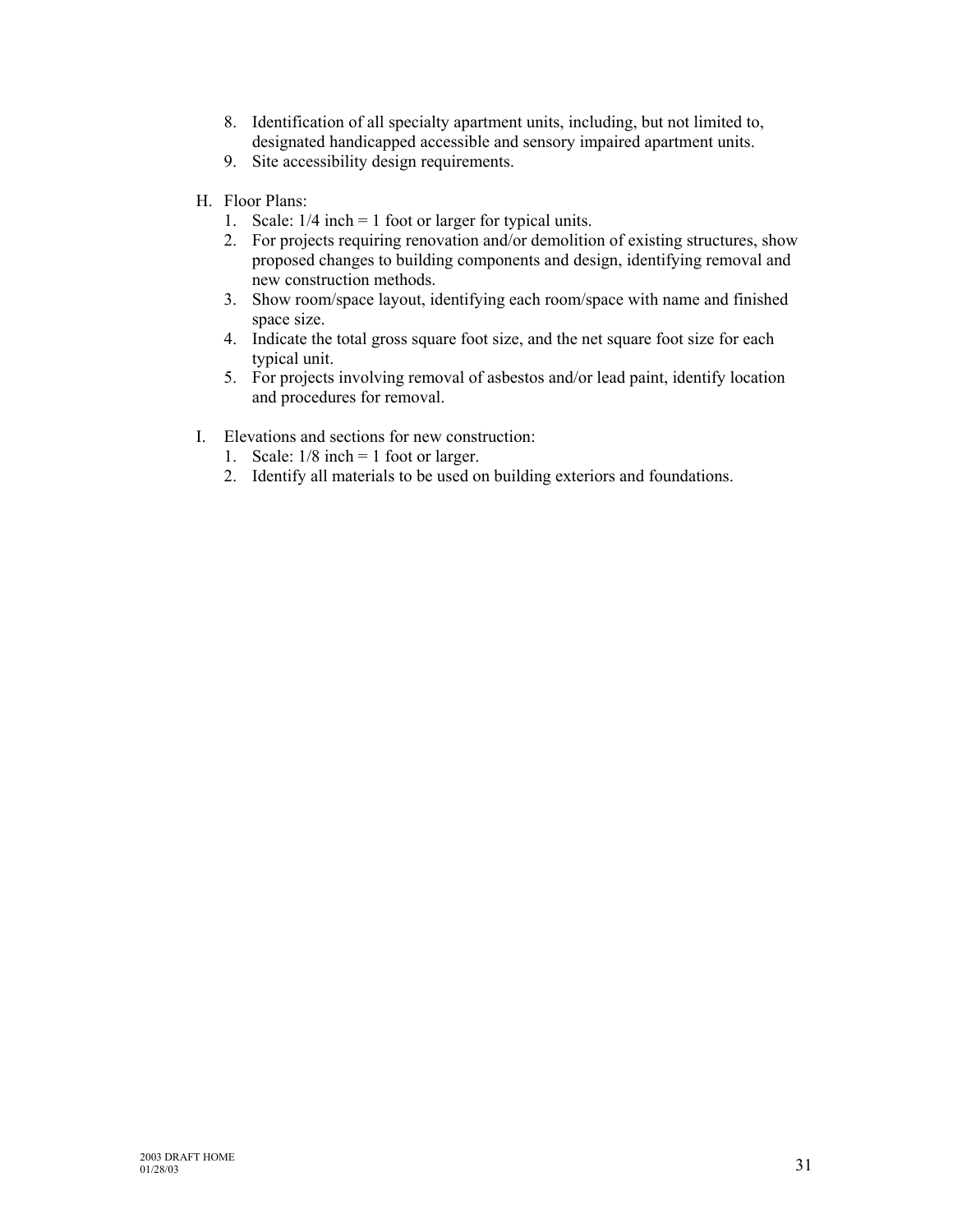8. Identification of all specialty apartment units, including, but not limited to, designated handicapped accessible and sensory impaired apartment units.
9. Site accessibility design requirements.

H. Floor Plans:
   1. Scale: 1/4 inch = 1 foot or larger for typical units.
   2. For projects requiring renovation and/or demolition of existing structures, show proposed changes to building components and design, identifying removal and new construction methods.
   3. Show room/space layout, identifying each room/space with name and finished space size.
   4. Indicate the total gross square foot size, and the net square foot size for each typical unit.
   5. For projects involving removal of asbestos and/or lead paint, identify location and procedures for removal.

I. Elevations and sections for new construction:
   1. Scale: 1/8 inch = 1 foot or larger.
   2. Identify all materials to be used on building exteriors and foundations.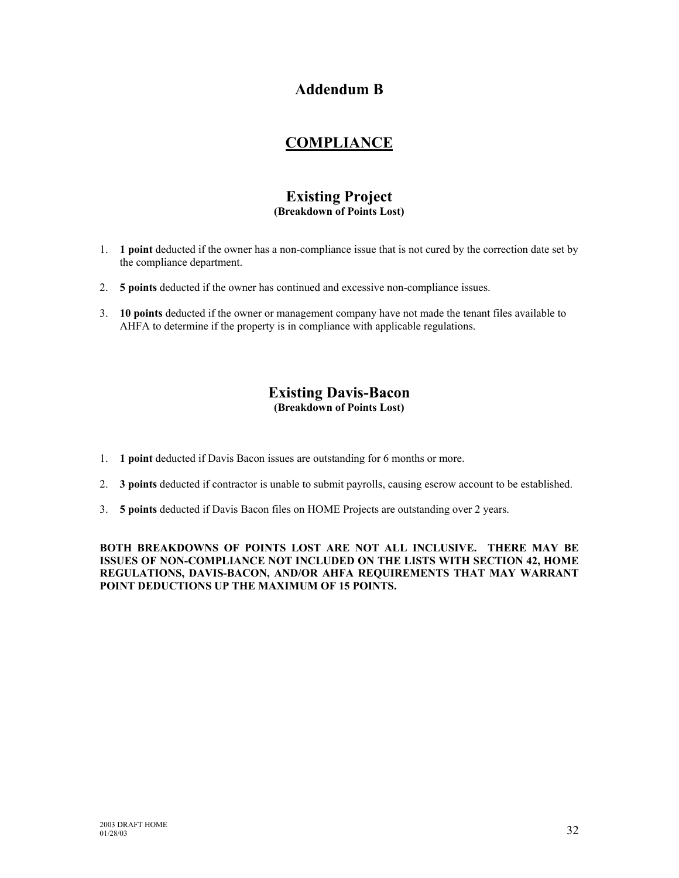# Addendum B

## COMPLIANCE

### Existing Project
**(Breakdown of Points Lost)**

1. **1 point** deducted if the owner has a non-compliance issue that is not cured by the correction date set by the compliance department.

2. **5 points** deducted if the owner has continued and excessive non-compliance issues.

3. **10 points** deducted if the owner or management company have not made the tenant files available to AHFA to determine if the property is in compliance with applicable regulations.

### Existing Davis-Bacon
**(Breakdown of Points Lost)**

1. **1 point** deducted if Davis Bacon issues are outstanding for 6 months or more.

2. **3 points** deducted if contractor is unable to submit payrolls, causing escrow account to be established.

3. **5 points** deducted if Davis Bacon files on HOME Projects are outstanding over 2 years.

**BOTH BREAKDOWNS OF POINTS LOST ARE NOT ALL INCLUSIVE. THERE MAY BE ISSUES OF NON-COMPLIANCE NOT INCLUDED ON THE LISTS WITH SECTION 42, HOME REGULATIONS, DAVIS-BACON, AND/OR AHFA REQUIREMENTS THAT MAY WARRANT POINT DEDUCTIONS UP THE MAXIMUM OF 15 POINTS.**